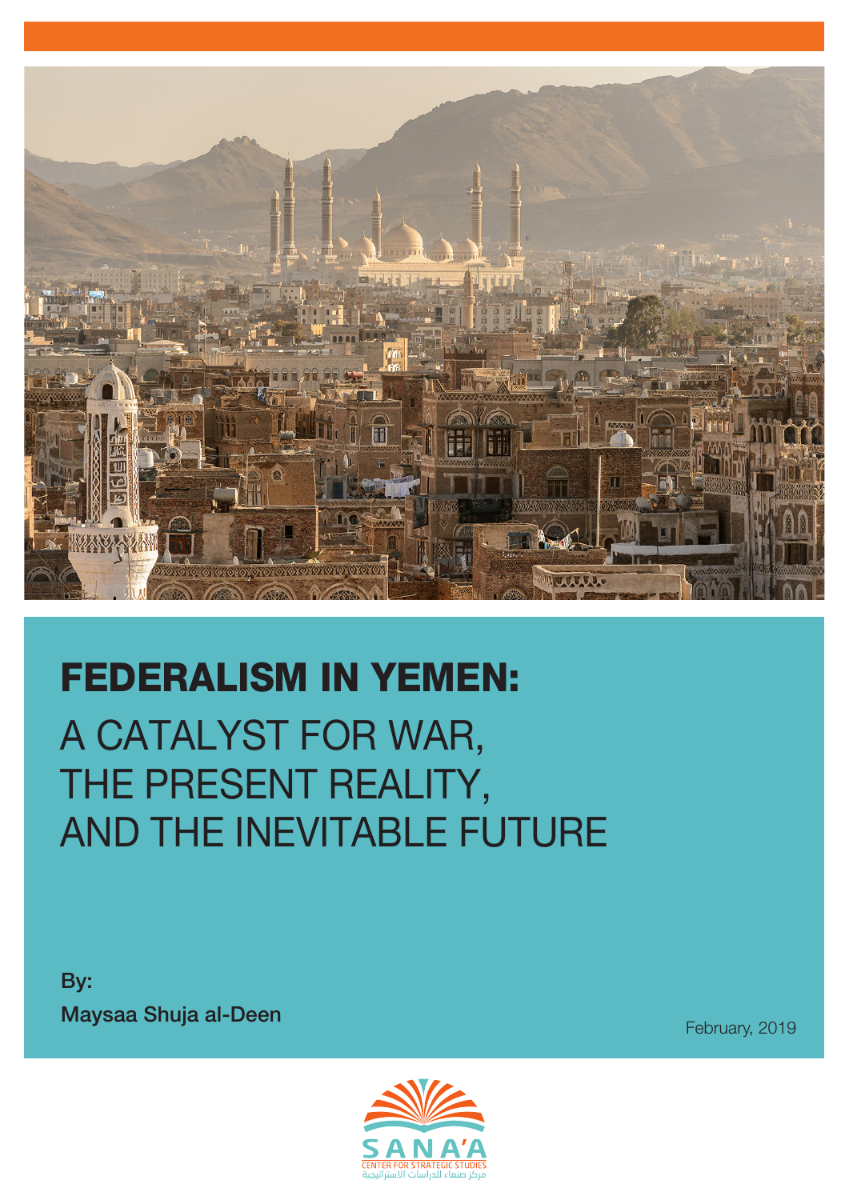# FEDERALISM IN YEMEN:

## A CATALYST FOR WAR, THE PRESENT REALITY, AND THE INEVITABLE FUTURE

**By:**

**Maysaa Shuja al-Deen**

February, 2019

SANA'A CENTER FOR STRATEGIC STUDIES

مركز صنعاء للدراسات الاستراتيجية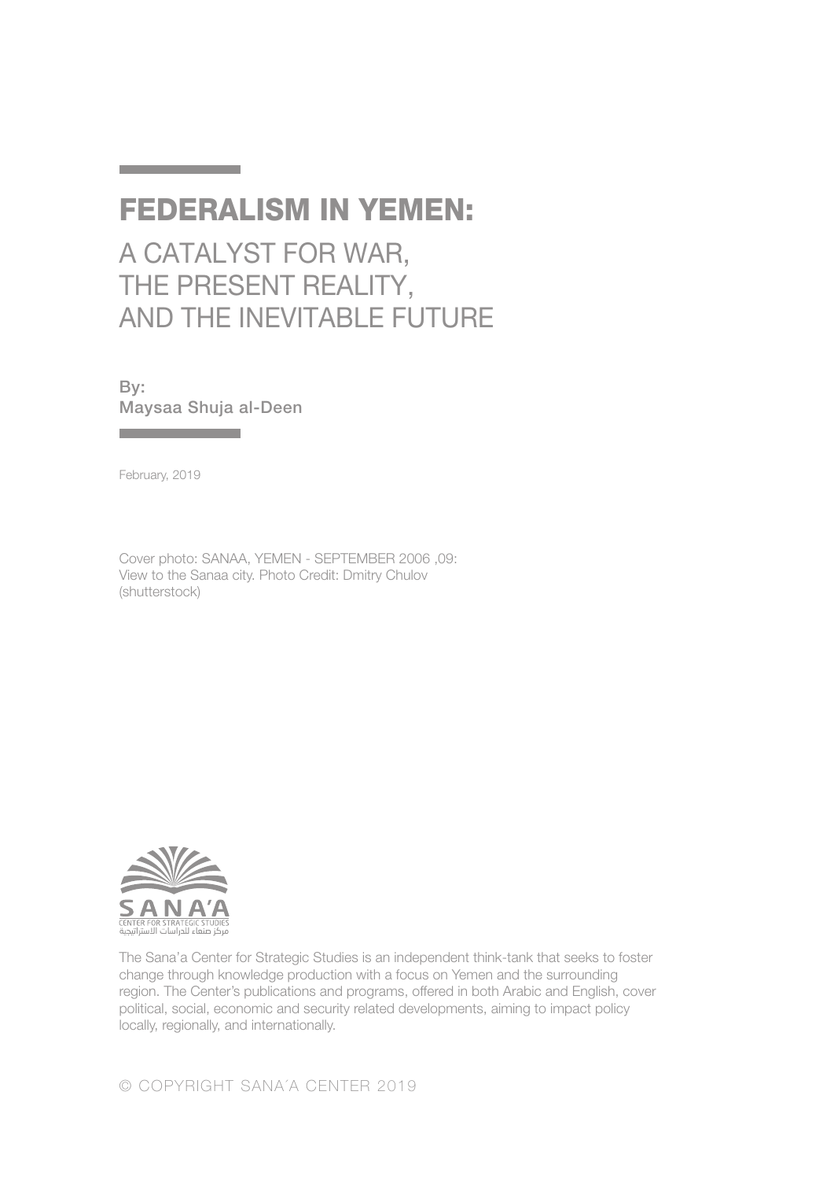# FEDERALISM IN YEMEN:

## A CATALYST FOR WAR, THE PRESENT REALITY, AND THE INEVITABLE FUTURE

By:
Maysaa Shuja al-Deen

February, 2019

Cover photo: SANAA, YEMEN - SEPTEMBER 2006 ,09: View to the Sanaa city. Photo Credit: Dmitry Chulov (shutterstock)

SANA'A
CENTER FOR STRATEGIC STUDIES
مركز صنعاء للدراسات الاستراتيجية

The Sana'a Center for Strategic Studies is an independent think-tank that seeks to foster change through knowledge production with a focus on Yemen and the surrounding region. The Center's publications and programs, offered in both Arabic and English, cover political, social, economic and security related developments, aiming to impact policy locally, regionally, and internationally.

© COPYRIGHT SANA'A CENTER 2019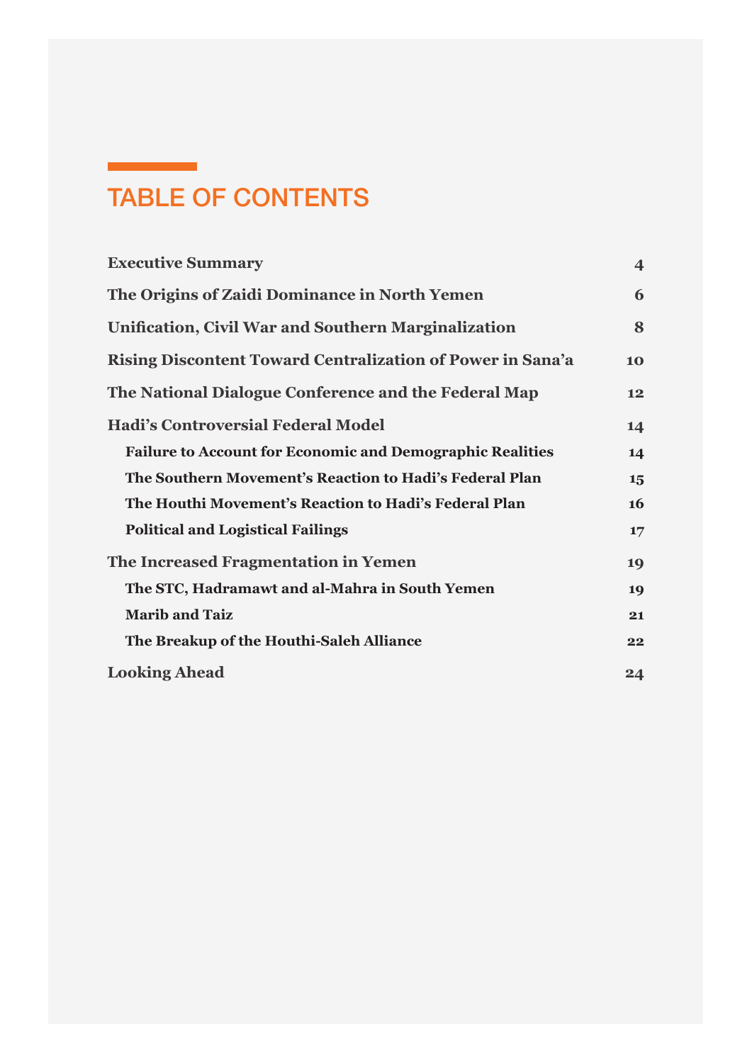# TABLE OF CONTENTS

| | |
|---|---|
| **Executive Summary** | **4** |
| **The Origins of Zaidi Dominance in North Yemen** | **6** |
| **Unification, Civil War and Southern Marginalization** | **8** |
| **Rising Discontent Toward Centralization of Power in Sana'a** | **10** |
| **The National Dialogue Conference and the Federal Map** | **12** |
| **Hadi's Controversial Federal Model** | **14** |
| &nbsp;&nbsp;&nbsp;&nbsp;**Failure to Account for Economic and Demographic Realities** | **14** |
| &nbsp;&nbsp;&nbsp;&nbsp;**The Southern Movement's Reaction to Hadi's Federal Plan** | **15** |
| &nbsp;&nbsp;&nbsp;&nbsp;**The Houthi Movement's Reaction to Hadi's Federal Plan** | **16** |
| &nbsp;&nbsp;&nbsp;&nbsp;**Political and Logistical Failings** | **17** |
| **The Increased Fragmentation in Yemen** | **19** |
| &nbsp;&nbsp;&nbsp;&nbsp;**The STC, Hadramawt and al-Mahra in South Yemen** | **19** |
| &nbsp;&nbsp;&nbsp;&nbsp;**Marib and Taiz** | **21** |
| &nbsp;&nbsp;&nbsp;&nbsp;**The Breakup of the Houthi-Saleh Alliance** | **22** |
| **Looking Ahead** | **24** |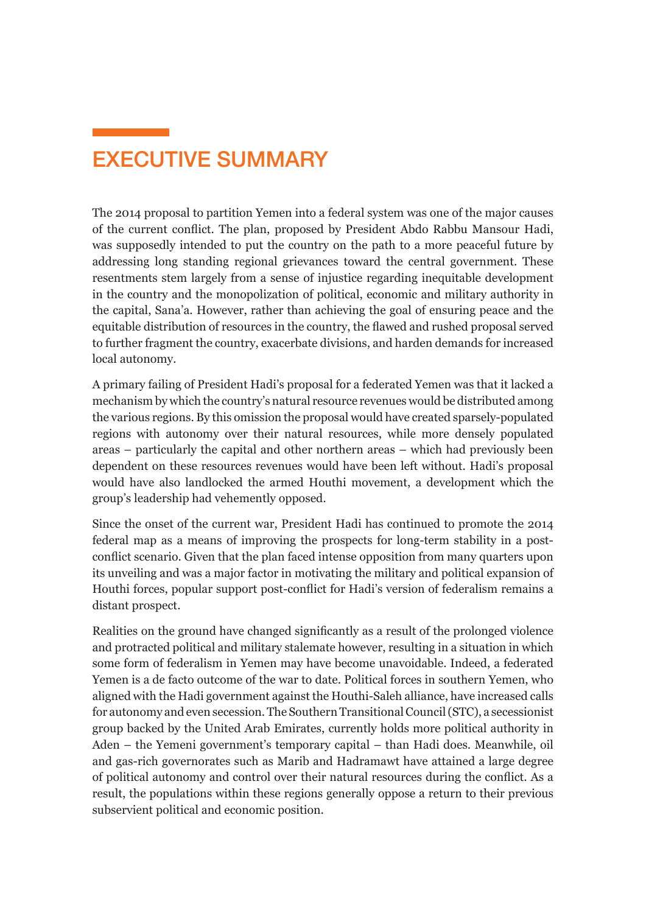# EXECUTIVE SUMMARY

The 2014 proposal to partition Yemen into a federal system was one of the major causes of the current conflict. The plan, proposed by President Abdo Rabbu Mansour Hadi, was supposedly intended to put the country on the path to a more peaceful future by addressing long standing regional grievances toward the central government. These resentments stem largely from a sense of injustice regarding inequitable development in the country and the monopolization of political, economic and military authority in the capital, Sana'a. However, rather than achieving the goal of ensuring peace and the equitable distribution of resources in the country, the flawed and rushed proposal served to further fragment the country, exacerbate divisions, and harden demands for increased local autonomy.

A primary failing of President Hadi's proposal for a federated Yemen was that it lacked a mechanism by which the country's natural resource revenues would be distributed among the various regions. By this omission the proposal would have created sparsely-populated regions with autonomy over their natural resources, while more densely populated areas – particularly the capital and other northern areas – which had previously been dependent on these resources revenues would have been left without. Hadi's proposal would have also landlocked the armed Houthi movement, a development which the group's leadership had vehemently opposed.

Since the onset of the current war, President Hadi has continued to promote the 2014 federal map as a means of improving the prospects for long-term stability in a post-conflict scenario. Given that the plan faced intense opposition from many quarters upon its unveiling and was a major factor in motivating the military and political expansion of Houthi forces, popular support post-conflict for Hadi's version of federalism remains a distant prospect.

Realities on the ground have changed significantly as a result of the prolonged violence and protracted political and military stalemate however, resulting in a situation in which some form of federalism in Yemen may have become unavoidable. Indeed, a federated Yemen is a de facto outcome of the war to date. Political forces in southern Yemen, who aligned with the Hadi government against the Houthi-Saleh alliance, have increased calls for autonomy and even secession. The Southern Transitional Council (STC), a secessionist group backed by the United Arab Emirates, currently holds more political authority in Aden – the Yemeni government's temporary capital – than Hadi does. Meanwhile, oil and gas-rich governorates such as Marib and Hadramawt have attained a large degree of political autonomy and control over their natural resources during the conflict. As a result, the populations within these regions generally oppose a return to their previous subservient political and economic position.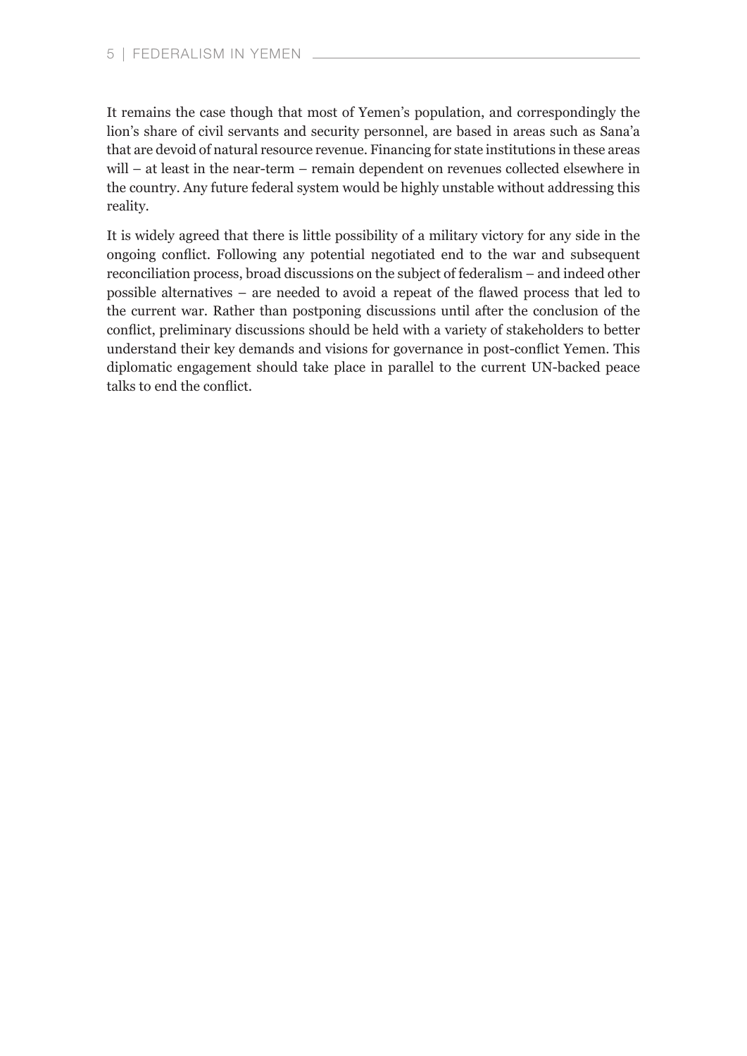It remains the case though that most of Yemen's population, and correspondingly the lion's share of civil servants and security personnel, are based in areas such as Sana'a that are devoid of natural resource revenue. Financing for state institutions in these areas will – at least in the near-term – remain dependent on revenues collected elsewhere in the country. Any future federal system would be highly unstable without addressing this reality.

It is widely agreed that there is little possibility of a military victory for any side in the ongoing conflict. Following any potential negotiated end to the war and subsequent reconciliation process, broad discussions on the subject of federalism – and indeed other possible alternatives – are needed to avoid a repeat of the flawed process that led to the current war. Rather than postponing discussions until after the conclusion of the conflict, preliminary discussions should be held with a variety of stakeholders to better understand their key demands and visions for governance in post-conflict Yemen. This diplomatic engagement should take place in parallel to the current UN-backed peace talks to end the conflict.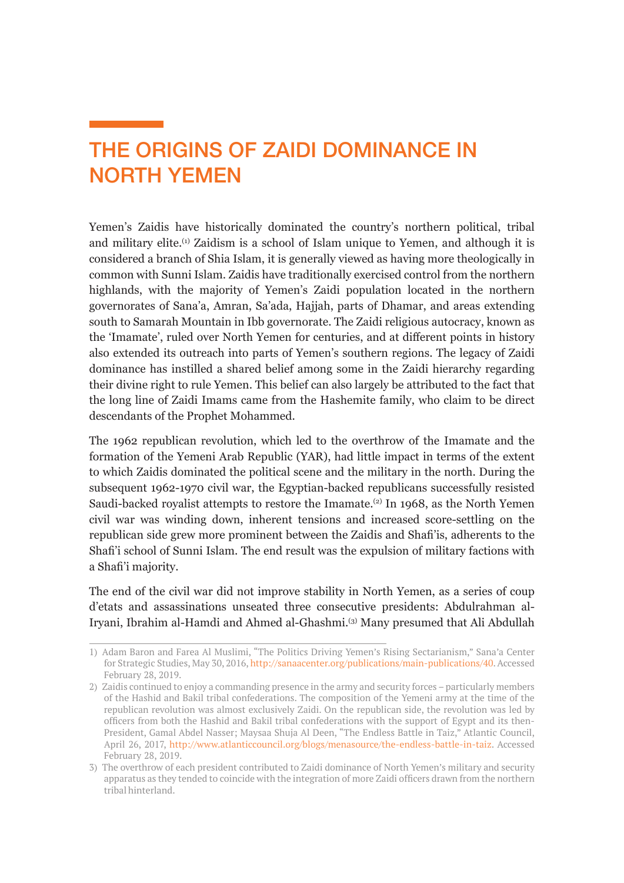# THE ORIGINS OF ZAIDI DOMINANCE IN NORTH YEMEN

Yemen's Zaidis have historically dominated the country's northern political, tribal and military elite.[1] Zaidism is a school of Islam unique to Yemen, and although it is considered a branch of Shia Islam, it is generally viewed as having more theologically in common with Sunni Islam. Zaidis have traditionally exercised control from the northern highlands, with the majority of Yemen's Zaidi population located in the northern governorates of Sana'a, Amran, Sa'ada, Hajjah, parts of Dhamar, and areas extending south to Samarah Mountain in Ibb governorate. The Zaidi religious autocracy, known as the 'Imamate', ruled over North Yemen for centuries, and at different points in history also extended its outreach into parts of Yemen's southern regions. The legacy of Zaidi dominance has instilled a shared belief among some in the Zaidi hierarchy regarding their divine right to rule Yemen. This belief can also largely be attributed to the fact that the long line of Zaidi Imams came from the Hashemite family, who claim to be direct descendants of the Prophet Mohammed.

The 1962 republican revolution, which led to the overthrow of the Imamate and the formation of the Yemeni Arab Republic (YAR), had little impact in terms of the extent to which Zaidis dominated the political scene and the military in the north. During the subsequent 1962-1970 civil war, the Egyptian-backed republicans successfully resisted Saudi-backed royalist attempts to restore the Imamate.[2] In 1968, as the North Yemen civil war was winding down, inherent tensions and increased score-settling on the republican side grew more prominent between the Zaidis and Shafi'is, adherents to the Shafi'i school of Sunni Islam. The end result was the expulsion of military factions with a Shafi'i majority.

The end of the civil war did not improve stability in North Yemen, as a series of coup d'etats and assassinations unseated three consecutive presidents: Abdulrahman al-Iryani, Ibrahim al-Hamdi and Ahmed al-Ghashmi.[3] Many presumed that Ali Abdullah

---

1) Adam Baron and Farea Al Muslimi, "The Politics Driving Yemen's Rising Sectarianism," Sana'a Center for Strategic Studies, May 30, 2016, http://sanaacenter.org/publications/main-publications/40. Accessed February 28, 2019.

2) Zaidis continued to enjoy a commanding presence in the army and security forces – particularly members of the Hashid and Bakil tribal confederations. The composition of the Yemeni army at the time of the republican revolution was almost exclusively Zaidi. On the republican side, the revolution was led by officers from both the Hashid and Bakil tribal confederations with the support of Egypt and its then-President, Gamal Abdel Nasser; Maysaa Shuja Al Deen, "The Endless Battle in Taiz," Atlantic Council, April 26, 2017, http://www.atlanticcouncil.org/blogs/menasource/the-endless-battle-in-taiz. Accessed February 28, 2019.

3) The overthrow of each president contributed to Zaidi dominance of North Yemen's military and security apparatus as they tended to coincide with the integration of more Zaidi officers drawn from the northern tribal hinterland.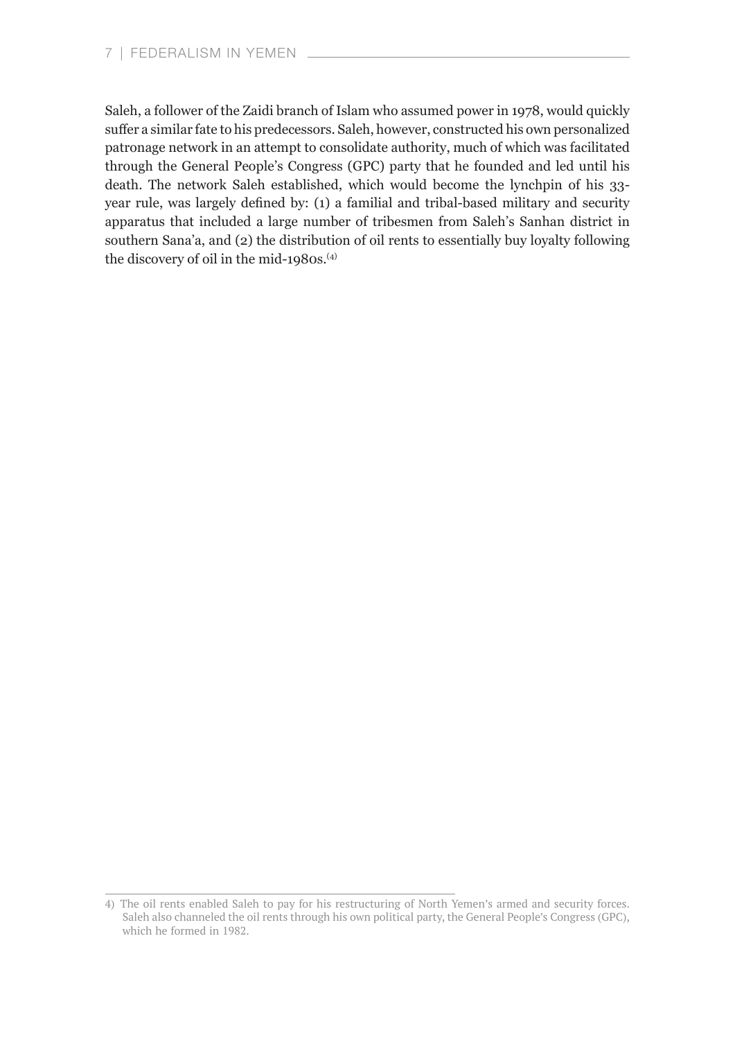Saleh, a follower of the Zaidi branch of Islam who assumed power in 1978, would quickly suffer a similar fate to his predecessors. Saleh, however, constructed his own personalized patronage network in an attempt to consolidate authority, much of which was facilitated through the General People's Congress (GPC) party that he founded and led until his death. The network Saleh established, which would become the lynchpin of his 33-year rule, was largely defined by: (1) a familial and tribal-based military and security apparatus that included a large number of tribesmen from Saleh's Sanhan district in southern Sana'a, and (2) the distribution of oil rents to essentially buy loyalty following the discovery of oil in the mid-1980s.[4]

---

4) The oil rents enabled Saleh to pay for his restructuring of North Yemen's armed and security forces. Saleh also channeled the oil rents through his own political party, the General People's Congress (GPC), which he formed in 1982.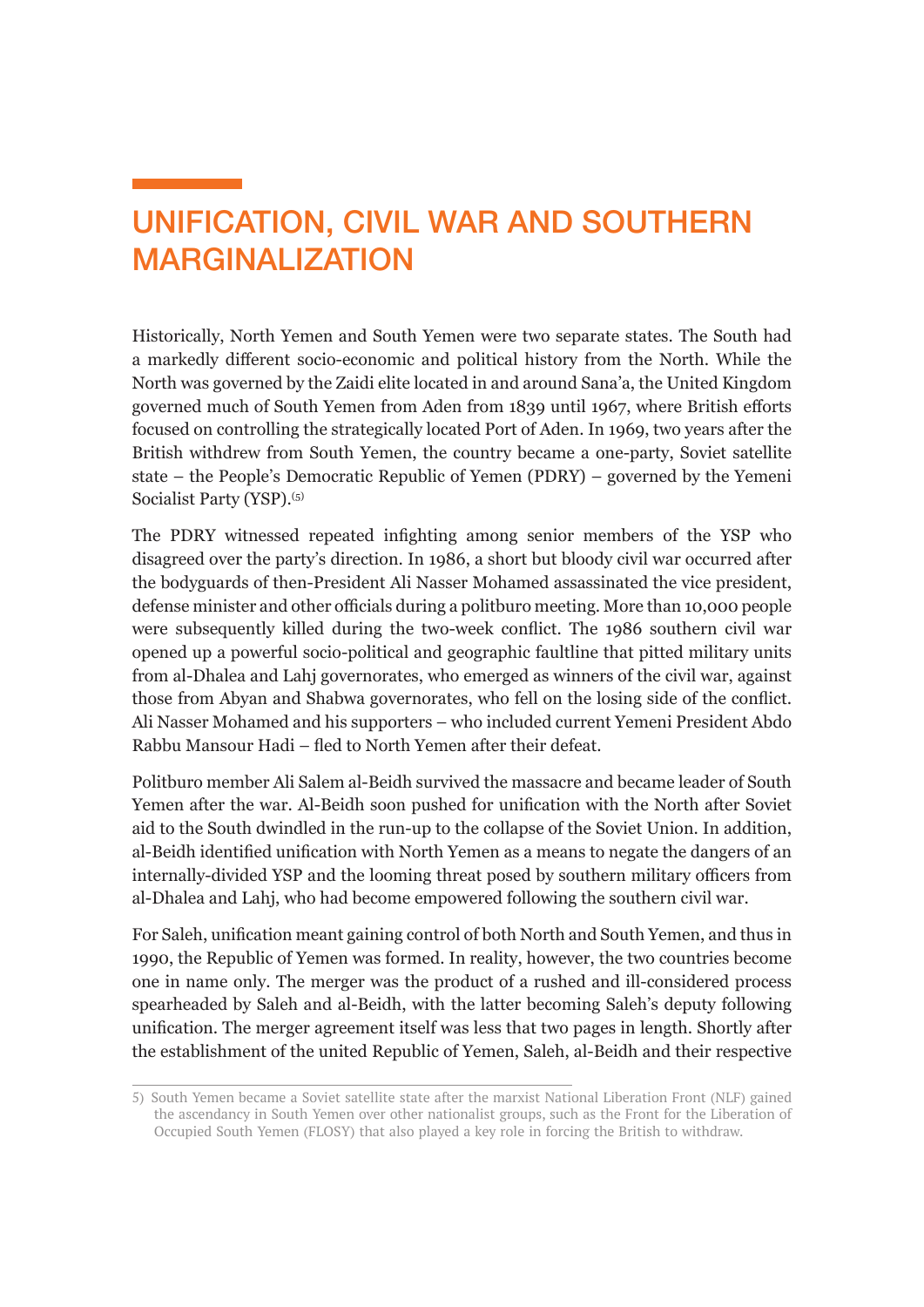# UNIFICATION, CIVIL WAR AND SOUTHERN MARGINALIZATION

Historically, North Yemen and South Yemen were two separate states. The South had a markedly different socio-economic and political history from the North. While the North was governed by the Zaidi elite located in and around Sana'a, the United Kingdom governed much of South Yemen from Aden from 1839 until 1967, where British efforts focused on controlling the strategically located Port of Aden. In 1969, two years after the British withdrew from South Yemen, the country became a one-party, Soviet satellite state – the People's Democratic Republic of Yemen (PDRY) – governed by the Yemeni Socialist Party (YSP).[5]

The PDRY witnessed repeated infighting among senior members of the YSP who disagreed over the party's direction. In 1986, a short but bloody civil war occurred after the bodyguards of then-President Ali Nasser Mohamed assassinated the vice president, defense minister and other officials during a politburo meeting. More than 10,000 people were subsequently killed during the two-week conflict. The 1986 southern civil war opened up a powerful socio-political and geographic faultline that pitted military units from al-Dhalea and Lahj governorates, who emerged as winners of the civil war, against those from Abyan and Shabwa governorates, who fell on the losing side of the conflict. Ali Nasser Mohamed and his supporters – who included current Yemeni President Abdo Rabbu Mansour Hadi – fled to North Yemen after their defeat.

Politburo member Ali Salem al-Beidh survived the massacre and became leader of South Yemen after the war. Al-Beidh soon pushed for unification with the North after Soviet aid to the South dwindled in the run-up to the collapse of the Soviet Union. In addition, al-Beidh identified unification with North Yemen as a means to negate the dangers of an internally-divided YSP and the looming threat posed by southern military officers from al-Dhalea and Lahj, who had become empowered following the southern civil war.

For Saleh, unification meant gaining control of both North and South Yemen, and thus in 1990, the Republic of Yemen was formed. In reality, however, the two countries become one in name only. The merger was the product of a rushed and ill-considered process spearheaded by Saleh and al-Beidh, with the latter becoming Saleh's deputy following unification. The merger agreement itself was less that two pages in length. Shortly after the establishment of the united Republic of Yemen, Saleh, al-Beidh and their respective

5) South Yemen became a Soviet satellite state after the marxist National Liberation Front (NLF) gained the ascendancy in South Yemen over other nationalist groups, such as the Front for the Liberation of Occupied South Yemen (FLOSY) that also played a key role in forcing the British to withdraw.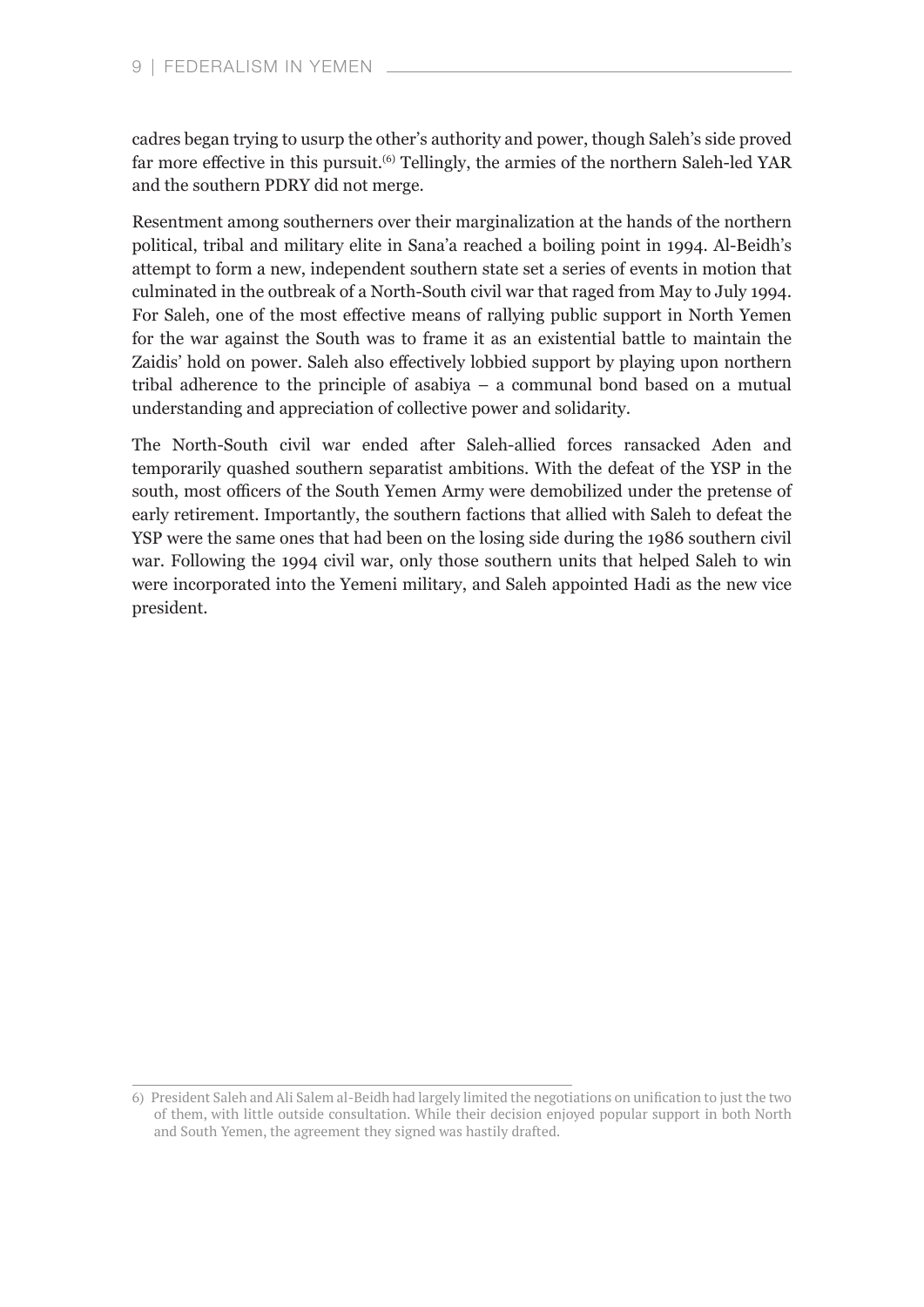cadres began trying to usurp the other's authority and power, though Saleh's side proved far more effective in this pursuit.[6] Tellingly, the armies of the northern Saleh-led YAR and the southern PDRY did not merge.

Resentment among southerners over their marginalization at the hands of the northern political, tribal and military elite in Sana'a reached a boiling point in 1994. Al-Beidh's attempt to form a new, independent southern state set a series of events in motion that culminated in the outbreak of a North-South civil war that raged from May to July 1994. For Saleh, one of the most effective means of rallying public support in North Yemen for the war against the South was to frame it as an existential battle to maintain the Zaidis' hold on power. Saleh also effectively lobbied support by playing upon northern tribal adherence to the principle of asabiya – a communal bond based on a mutual understanding and appreciation of collective power and solidarity.

The North-South civil war ended after Saleh-allied forces ransacked Aden and temporarily quashed southern separatist ambitions. With the defeat of the YSP in the south, most officers of the South Yemen Army were demobilized under the pretense of early retirement. Importantly, the southern factions that allied with Saleh to defeat the YSP were the same ones that had been on the losing side during the 1986 southern civil war. Following the 1994 civil war, only those southern units that helped Saleh to win were incorporated into the Yemeni military, and Saleh appointed Hadi as the new vice president.

---

6) President Saleh and Ali Salem al-Beidh had largely limited the negotiations on unification to just the two of them, with little outside consultation. While their decision enjoyed popular support in both North and South Yemen, the agreement they signed was hastily drafted.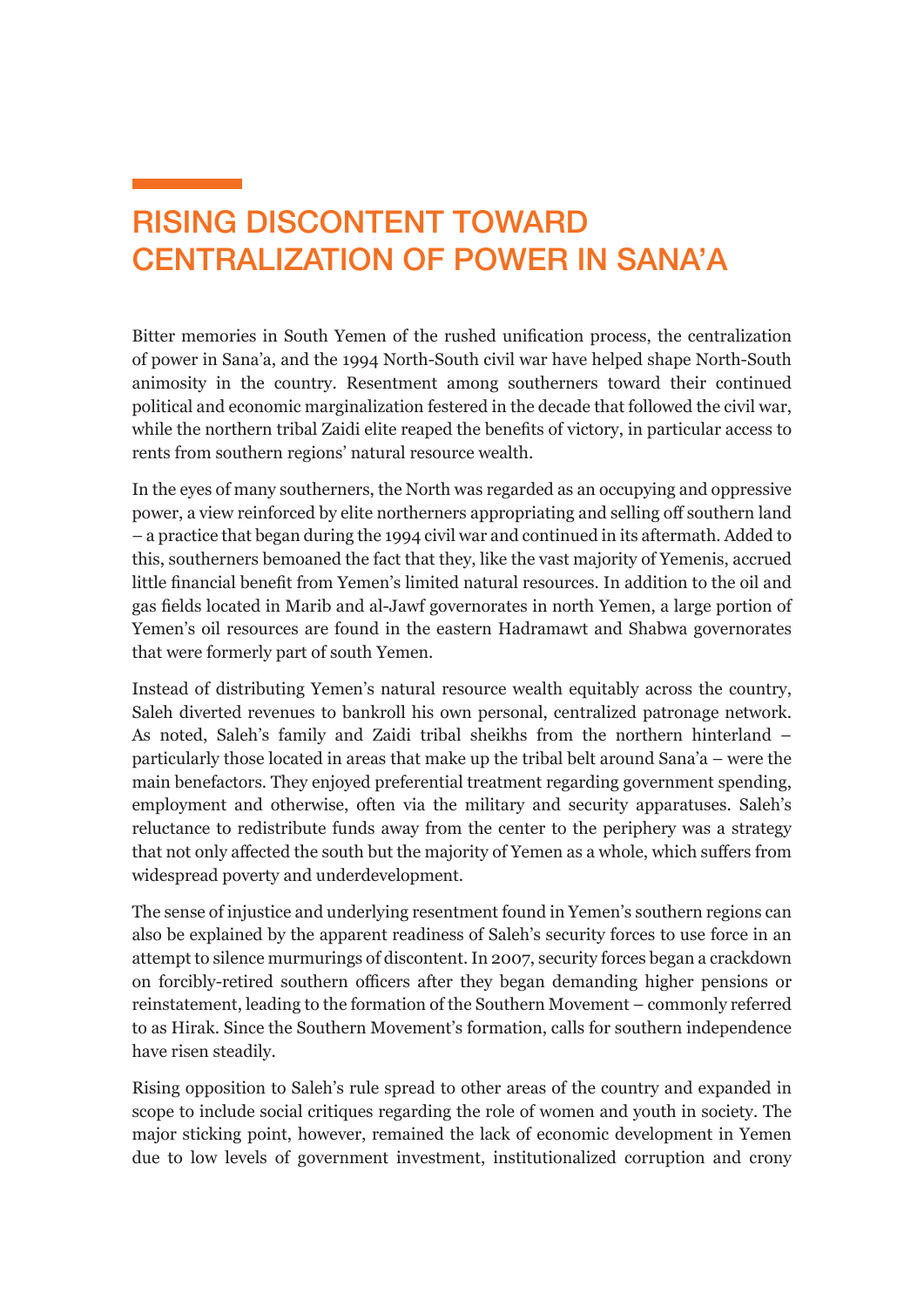# RISING DISCONTENT TOWARD CENTRALIZATION OF POWER IN SANA'A

Bitter memories in South Yemen of the rushed unification process, the centralization of power in Sana'a, and the 1994 North-South civil war have helped shape North-South animosity in the country. Resentment among southerners toward their continued political and economic marginalization festered in the decade that followed the civil war, while the northern tribal Zaidi elite reaped the benefits of victory, in particular access to rents from southern regions' natural resource wealth.

In the eyes of many southerners, the North was regarded as an occupying and oppressive power, a view reinforced by elite northerners appropriating and selling off southern land – a practice that began during the 1994 civil war and continued in its aftermath. Added to this, southerners bemoaned the fact that they, like the vast majority of Yemenis, accrued little financial benefit from Yemen's limited natural resources. In addition to the oil and gas fields located in Marib and al-Jawf governorates in north Yemen, a large portion of Yemen's oil resources are found in the eastern Hadramawt and Shabwa governorates that were formerly part of south Yemen.

Instead of distributing Yemen's natural resource wealth equitably across the country, Saleh diverted revenues to bankroll his own personal, centralized patronage network. As noted, Saleh's family and Zaidi tribal sheikhs from the northern hinterland – particularly those located in areas that make up the tribal belt around Sana'a – were the main benefactors. They enjoyed preferential treatment regarding government spending, employment and otherwise, often via the military and security apparatuses. Saleh's reluctance to redistribute funds away from the center to the periphery was a strategy that not only affected the south but the majority of Yemen as a whole, which suffers from widespread poverty and underdevelopment.

The sense of injustice and underlying resentment found in Yemen's southern regions can also be explained by the apparent readiness of Saleh's security forces to use force in an attempt to silence murmurings of discontent. In 2007, security forces began a crackdown on forcibly-retired southern officers after they began demanding higher pensions or reinstatement, leading to the formation of the Southern Movement – commonly referred to as Hirak. Since the Southern Movement's formation, calls for southern independence have risen steadily.

Rising opposition to Saleh's rule spread to other areas of the country and expanded in scope to include social critiques regarding the role of women and youth in society. The major sticking point, however, remained the lack of economic development in Yemen due to low levels of government investment, institutionalized corruption and crony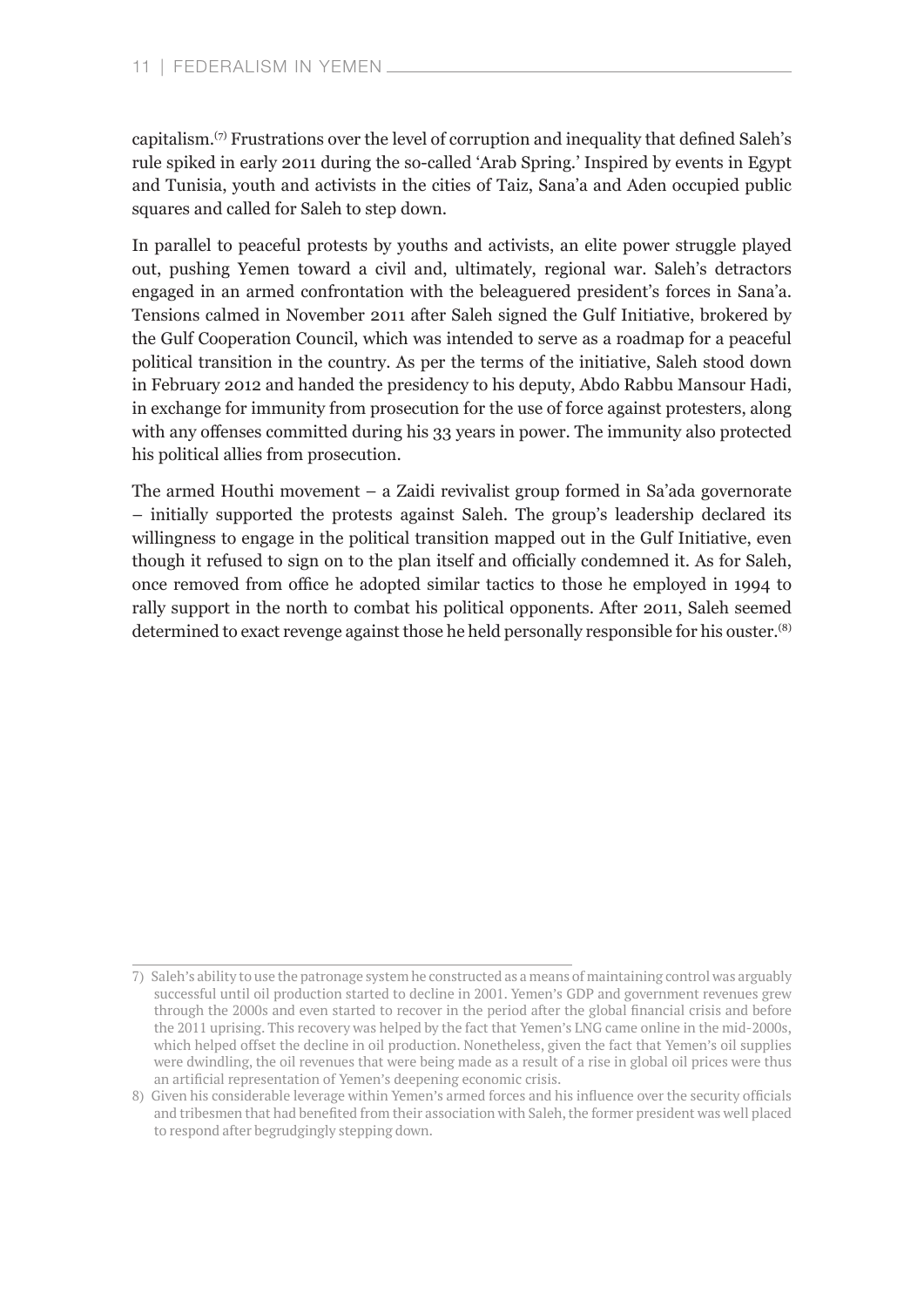capitalism.[7] Frustrations over the level of corruption and inequality that defined Saleh's rule spiked in early 2011 during the so-called 'Arab Spring.' Inspired by events in Egypt and Tunisia, youth and activists in the cities of Taiz, Sana'a and Aden occupied public squares and called for Saleh to step down.

In parallel to peaceful protests by youths and activists, an elite power struggle played out, pushing Yemen toward a civil and, ultimately, regional war. Saleh's detractors engaged in an armed confrontation with the beleaguered president's forces in Sana'a. Tensions calmed in November 2011 after Saleh signed the Gulf Initiative, brokered by the Gulf Cooperation Council, which was intended to serve as a roadmap for a peaceful political transition in the country. As per the terms of the initiative, Saleh stood down in February 2012 and handed the presidency to his deputy, Abdo Rabbu Mansour Hadi, in exchange for immunity from prosecution for the use of force against protesters, along with any offenses committed during his 33 years in power. The immunity also protected his political allies from prosecution.

The armed Houthi movement – a Zaidi revivalist group formed in Sa'ada governorate – initially supported the protests against Saleh. The group's leadership declared its willingness to engage in the political transition mapped out in the Gulf Initiative, even though it refused to sign on to the plan itself and officially condemned it. As for Saleh, once removed from office he adopted similar tactics to those he employed in 1994 to rally support in the north to combat his political opponents. After 2011, Saleh seemed determined to exact revenge against those he held personally responsible for his ouster.[8]

---

7) Saleh's ability to use the patronage system he constructed as a means of maintaining control was arguably successful until oil production started to decline in 2001. Yemen's GDP and government revenues grew through the 2000s and even started to recover in the period after the global financial crisis and before the 2011 uprising. This recovery was helped by the fact that Yemen's LNG came online in the mid-2000s, which helped offset the decline in oil production. Nonetheless, given the fact that Yemen's oil supplies were dwindling, the oil revenues that were being made as a result of a rise in global oil prices were thus an artificial representation of Yemen's deepening economic crisis.

8) Given his considerable leverage within Yemen's armed forces and his influence over the security officials and tribesmen that had benefited from their association with Saleh, the former president was well placed to respond after begrudgingly stepping down.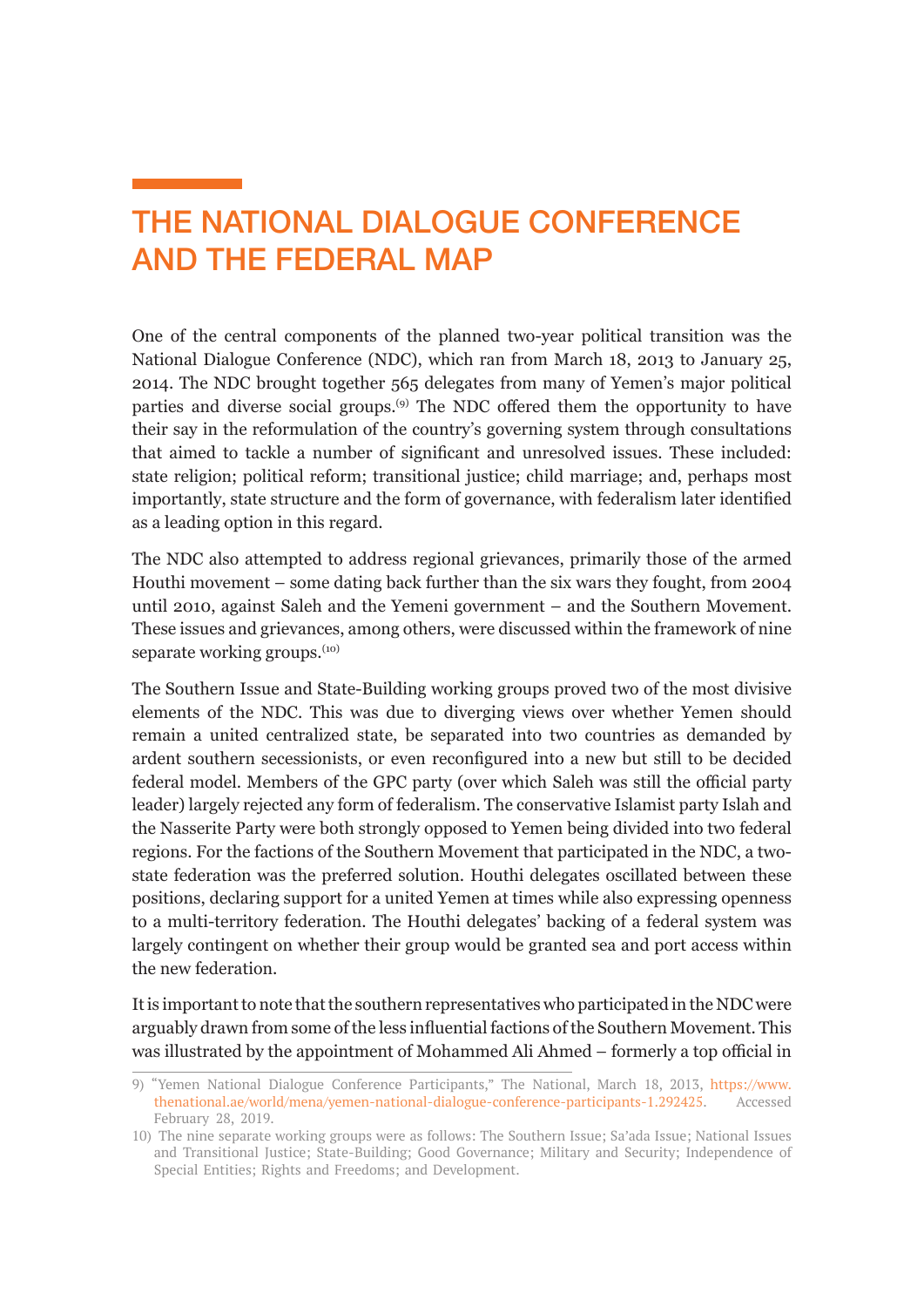# THE NATIONAL DIALOGUE CONFERENCE AND THE FEDERAL MAP

One of the central components of the planned two-year political transition was the National Dialogue Conference (NDC), which ran from March 18, 2013 to January 25, 2014. The NDC brought together 565 delegates from many of Yemen's major political parties and diverse social groups.[9] The NDC offered them the opportunity to have their say in the reformulation of the country's governing system through consultations that aimed to tackle a number of significant and unresolved issues. These included: state religion; political reform; transitional justice; child marriage; and, perhaps most importantly, state structure and the form of governance, with federalism later identified as a leading option in this regard.

The NDC also attempted to address regional grievances, primarily those of the armed Houthi movement – some dating back further than the six wars they fought, from 2004 until 2010, against Saleh and the Yemeni government – and the Southern Movement. These issues and grievances, among others, were discussed within the framework of nine separate working groups.[10]

The Southern Issue and State-Building working groups proved two of the most divisive elements of the NDC. This was due to diverging views over whether Yemen should remain a united centralized state, be separated into two countries as demanded by ardent southern secessionists, or even reconfigured into a new but still to be decided federal model. Members of the GPC party (over which Saleh was still the official party leader) largely rejected any form of federalism. The conservative Islamist party Islah and the Nasserite Party were both strongly opposed to Yemen being divided into two federal regions. For the factions of the Southern Movement that participated in the NDC, a two-state federation was the preferred solution. Houthi delegates oscillated between these positions, declaring support for a united Yemen at times while also expressing openness to a multi-territory federation. The Houthi delegates' backing of a federal system was largely contingent on whether their group would be granted sea and port access within the new federation.

It is important to note that the southern representatives who participated in the NDC were arguably drawn from some of the less influential factions of the Southern Movement. This was illustrated by the appointment of Mohammed Ali Ahmed – formerly a top official in

---

9) "Yemen National Dialogue Conference Participants," The National, March 18, 2013, https://www.thenational.ae/world/mena/yemen-national-dialogue-conference-participants-1.292425. Accessed February 28, 2019.

10) The nine separate working groups were as follows: The Southern Issue; Sa'ada Issue; National Issues and Transitional Justice; State-Building; Good Governance; Military and Security; Independence of Special Entities; Rights and Freedoms; and Development.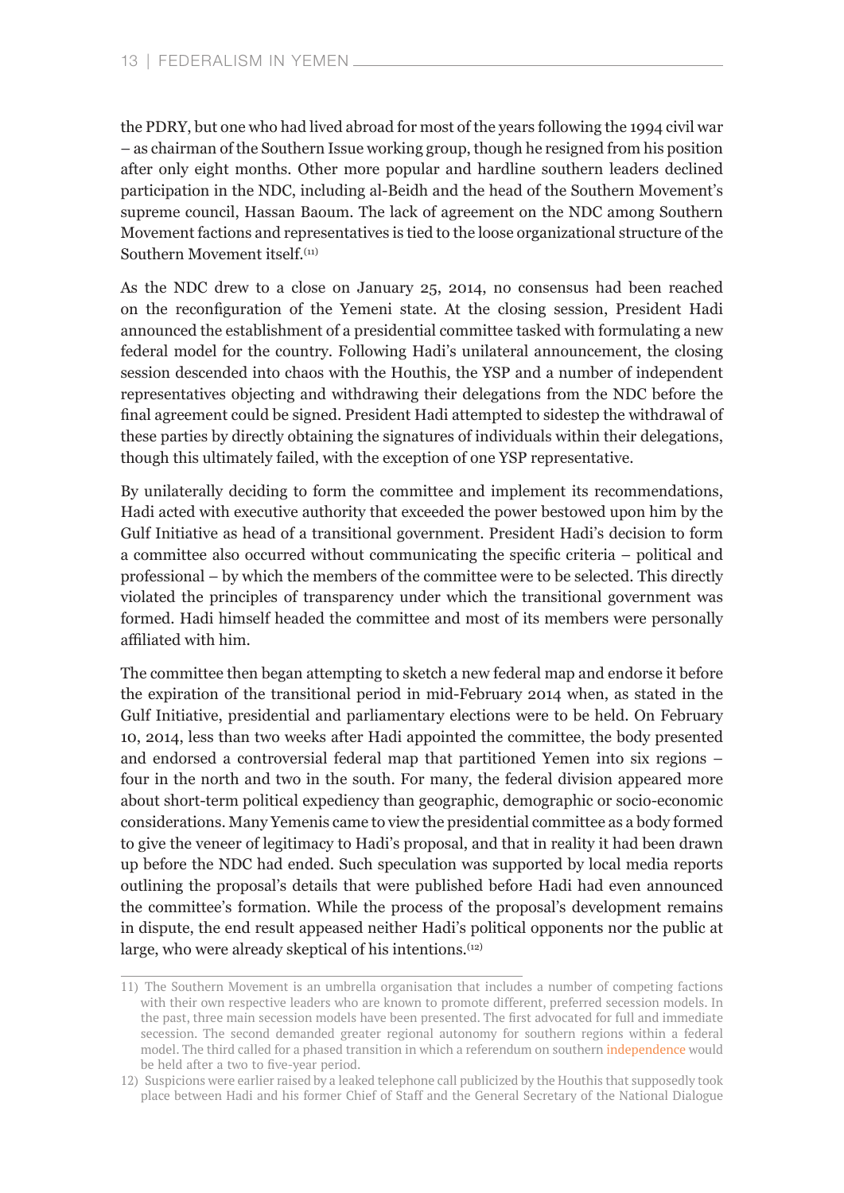the PDRY, but one who had lived abroad for most of the years following the 1994 civil war – as chairman of the Southern Issue working group, though he resigned from his position after only eight months. Other more popular and hardline southern leaders declined participation in the NDC, including al-Beidh and the head of the Southern Movement's supreme council, Hassan Baoum. The lack of agreement on the NDC among Southern Movement factions and representatives is tied to the loose organizational structure of the Southern Movement itself.[11]

As the NDC drew to a close on January 25, 2014, no consensus had been reached on the reconfiguration of the Yemeni state. At the closing session, President Hadi announced the establishment of a presidential committee tasked with formulating a new federal model for the country. Following Hadi's unilateral announcement, the closing session descended into chaos with the Houthis, the YSP and a number of independent representatives objecting and withdrawing their delegations from the NDC before the final agreement could be signed. President Hadi attempted to sidestep the withdrawal of these parties by directly obtaining the signatures of individuals within their delegations, though this ultimately failed, with the exception of one YSP representative.

By unilaterally deciding to form the committee and implement its recommendations, Hadi acted with executive authority that exceeded the power bestowed upon him by the Gulf Initiative as head of a transitional government. President Hadi's decision to form a committee also occurred without communicating the specific criteria – political and professional – by which the members of the committee were to be selected. This directly violated the principles of transparency under which the transitional government was formed. Hadi himself headed the committee and most of its members were personally affiliated with him.

The committee then began attempting to sketch a new federal map and endorse it before the expiration of the transitional period in mid-February 2014 when, as stated in the Gulf Initiative, presidential and parliamentary elections were to be held. On February 10, 2014, less than two weeks after Hadi appointed the committee, the body presented and endorsed a controversial federal map that partitioned Yemen into six regions – four in the north and two in the south. For many, the federal division appeared more about short-term political expediency than geographic, demographic or socio-economic considerations. Many Yemenis came to view the presidential committee as a body formed to give the veneer of legitimacy to Hadi's proposal, and that in reality it had been drawn up before the NDC had ended. Such speculation was supported by local media reports outlining the proposal's details that were published before Hadi had even announced the committee's formation. While the process of the proposal's development remains in dispute, the end result appeased neither Hadi's political opponents nor the public at large, who were already skeptical of his intentions.[12]

---

11) The Southern Movement is an umbrella organisation that includes a number of competing factions with their own respective leaders who are known to promote different, preferred secession models. In the past, three main secession models have been presented. The first advocated for full and immediate secession. The second demanded greater regional autonomy for southern regions within a federal model. The third called for a phased transition in which a referendum on southern independence would be held after a two to five-year period.

12) Suspicions were earlier raised by a leaked telephone call publicized by the Houthis that supposedly took place between Hadi and his former Chief of Staff and the General Secretary of the National Dialogue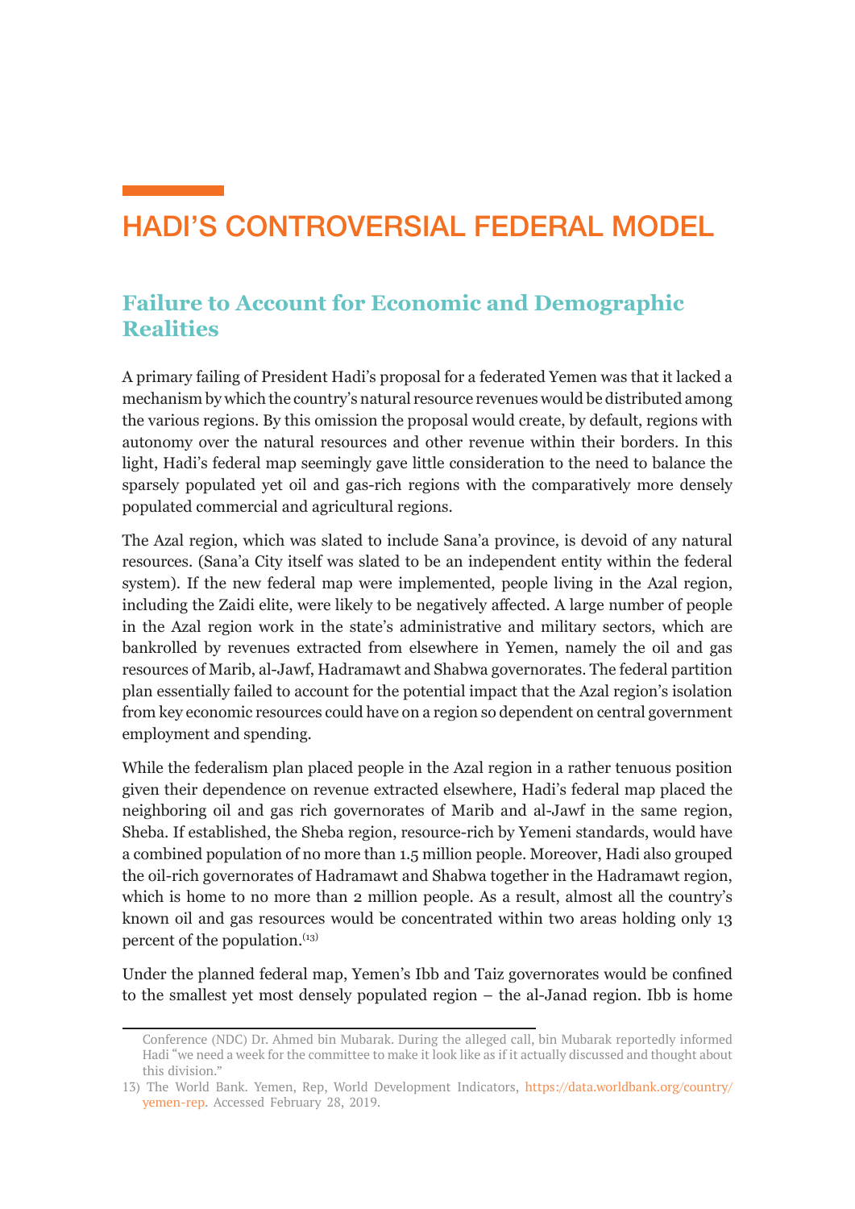# HADI'S CONTROVERSIAL FEDERAL MODEL

## Failure to Account for Economic and Demographic Realities

A primary failing of President Hadi's proposal for a federated Yemen was that it lacked a mechanism by which the country's natural resource revenues would be distributed among the various regions. By this omission the proposal would create, by default, regions with autonomy over the natural resources and other revenue within their borders. In this light, Hadi's federal map seemingly gave little consideration to the need to balance the sparsely populated yet oil and gas-rich regions with the comparatively more densely populated commercial and agricultural regions.

The Azal region, which was slated to include Sana'a province, is devoid of any natural resources. (Sana'a City itself was slated to be an independent entity within the federal system). If the new federal map were implemented, people living in the Azal region, including the Zaidi elite, were likely to be negatively affected. A large number of people in the Azal region work in the state's administrative and military sectors, which are bankrolled by revenues extracted from elsewhere in Yemen, namely the oil and gas resources of Marib, al-Jawf, Hadramawt and Shabwa governorates. The federal partition plan essentially failed to account for the potential impact that the Azal region's isolation from key economic resources could have on a region so dependent on central government employment and spending.

While the federalism plan placed people in the Azal region in a rather tenuous position given their dependence on revenue extracted elsewhere, Hadi's federal map placed the neighboring oil and gas rich governorates of Marib and al-Jawf in the same region, Sheba. If established, the Sheba region, resource-rich by Yemeni standards, would have a combined population of no more than 1.5 million people. Moreover, Hadi also grouped the oil-rich governorates of Hadramawt and Shabwa together in the Hadramawt region, which is home to no more than 2 million people. As a result, almost all the country's known oil and gas resources would be concentrated within two areas holding only 13 percent of the population.[13]

Under the planned federal map, Yemen's Ibb and Taiz governorates would be confined to the smallest yet most densely populated region – the al-Janad region. Ibb is home

---

Conference (NDC) Dr. Ahmed bin Mubarak. During the alleged call, bin Mubarak reportedly informed Hadi "we need a week for the committee to make it look like as if it actually discussed and thought about this division."

13) The World Bank. Yemen, Rep, World Development Indicators, https://data.worldbank.org/country/yemen-rep. Accessed February 28, 2019.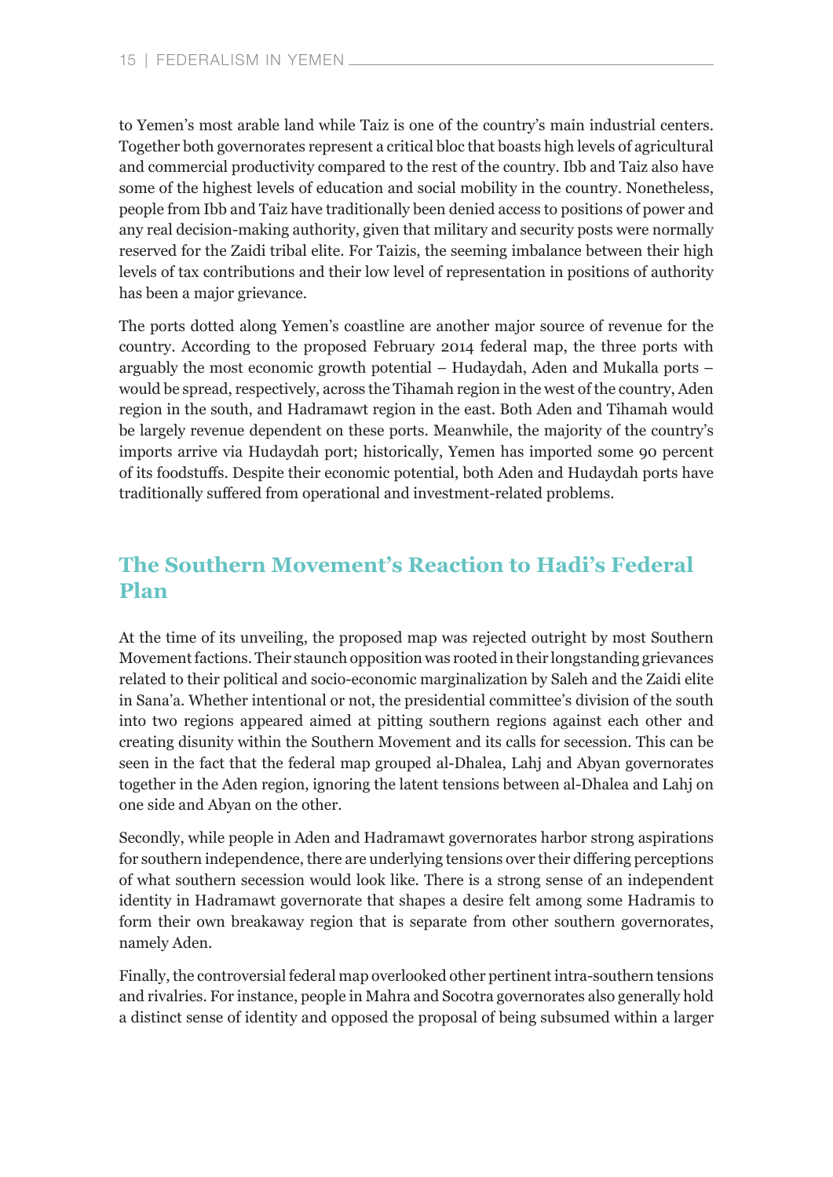to Yemen's most arable land while Taiz is one of the country's main industrial centers. Together both governorates represent a critical bloc that boasts high levels of agricultural and commercial productivity compared to the rest of the country. Ibb and Taiz also have some of the highest levels of education and social mobility in the country. Nonetheless, people from Ibb and Taiz have traditionally been denied access to positions of power and any real decision-making authority, given that military and security posts were normally reserved for the Zaidi tribal elite. For Taizis, the seeming imbalance between their high levels of tax contributions and their low level of representation in positions of authority has been a major grievance.

The ports dotted along Yemen's coastline are another major source of revenue for the country. According to the proposed February 2014 federal map, the three ports with arguably the most economic growth potential – Hudaydah, Aden and Mukalla ports – would be spread, respectively, across the Tihamah region in the west of the country, Aden region in the south, and Hadramawt region in the east. Both Aden and Tihamah would be largely revenue dependent on these ports. Meanwhile, the majority of the country's imports arrive via Hudaydah port; historically, Yemen has imported some 90 percent of its foodstuffs. Despite their economic potential, both Aden and Hudaydah ports have traditionally suffered from operational and investment-related problems.

## The Southern Movement's Reaction to Hadi's Federal Plan

At the time of its unveiling, the proposed map was rejected outright by most Southern Movement factions. Their staunch opposition was rooted in their longstanding grievances related to their political and socio-economic marginalization by Saleh and the Zaidi elite in Sana'a. Whether intentional or not, the presidential committee's division of the south into two regions appeared aimed at pitting southern regions against each other and creating disunity within the Southern Movement and its calls for secession. This can be seen in the fact that the federal map grouped al-Dhalea, Lahj and Abyan governorates together in the Aden region, ignoring the latent tensions between al-Dhalea and Lahj on one side and Abyan on the other.

Secondly, while people in Aden and Hadramawt governorates harbor strong aspirations for southern independence, there are underlying tensions over their differing perceptions of what southern secession would look like. There is a strong sense of an independent identity in Hadramawt governorate that shapes a desire felt among some Hadramis to form their own breakaway region that is separate from other southern governorates, namely Aden.

Finally, the controversial federal map overlooked other pertinent intra-southern tensions and rivalries. For instance, people in Mahra and Socotra governorates also generally hold a distinct sense of identity and opposed the proposal of being subsumed within a larger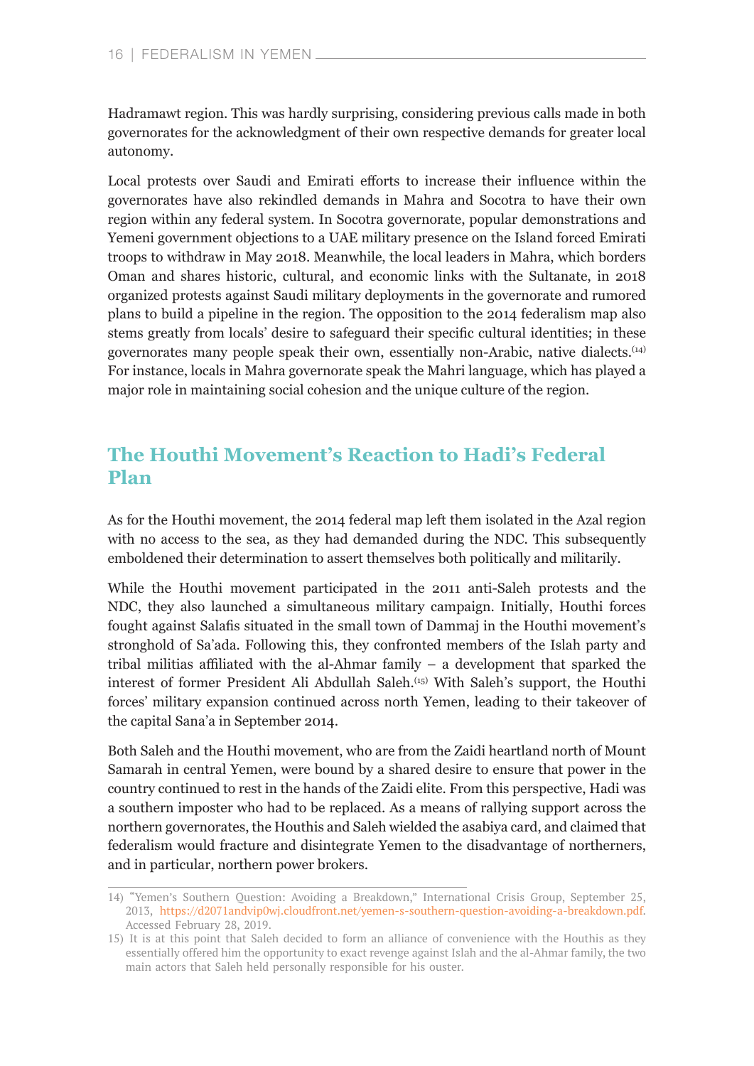Hadramawt region. This was hardly surprising, considering previous calls made in both governorates for the acknowledgment of their own respective demands for greater local autonomy.

Local protests over Saudi and Emirati efforts to increase their influence within the governorates have also rekindled demands in Mahra and Socotra to have their own region within any federal system. In Socotra governorate, popular demonstrations and Yemeni government objections to a UAE military presence on the Island forced Emirati troops to withdraw in May 2018. Meanwhile, the local leaders in Mahra, which borders Oman and shares historic, cultural, and economic links with the Sultanate, in 2018 organized protests against Saudi military deployments in the governorate and rumored plans to build a pipeline in the region. The opposition to the 2014 federalism map also stems greatly from locals' desire to safeguard their specific cultural identities; in these governorates many people speak their own, essentially non-Arabic, native dialects.[14] For instance, locals in Mahra governorate speak the Mahri language, which has played a major role in maintaining social cohesion and the unique culture of the region.

## The Houthi Movement's Reaction to Hadi's Federal Plan

As for the Houthi movement, the 2014 federal map left them isolated in the Azal region with no access to the sea, as they had demanded during the NDC. This subsequently emboldened their determination to assert themselves both politically and militarily.

While the Houthi movement participated in the 2011 anti-Saleh protests and the NDC, they also launched a simultaneous military campaign. Initially, Houthi forces fought against Salafis situated in the small town of Dammaj in the Houthi movement's stronghold of Sa'ada. Following this, they confronted members of the Islah party and tribal militias affiliated with the al-Ahmar family – a development that sparked the interest of former President Ali Abdullah Saleh.[15] With Saleh's support, the Houthi forces' military expansion continued across north Yemen, leading to their takeover of the capital Sana'a in September 2014.

Both Saleh and the Houthi movement, who are from the Zaidi heartland north of Mount Samarah in central Yemen, were bound by a shared desire to ensure that power in the country continued to rest in the hands of the Zaidi elite. From this perspective, Hadi was a southern imposter who had to be replaced. As a means of rallying support across the northern governorates, the Houthis and Saleh wielded the asabiya card, and claimed that federalism would fracture and disintegrate Yemen to the disadvantage of northerners, and in particular, northern power brokers.

---

14) "Yemen's Southern Question: Avoiding a Breakdown," International Crisis Group, September 25, 2013, https://d2071andvip0wj.cloudfront.net/yemen-s-southern-question-avoiding-a-breakdown.pdf. Accessed February 28, 2019.

15) It is at this point that Saleh decided to form an alliance of convenience with the Houthis as they essentially offered him the opportunity to exact revenge against Islah and the al-Ahmar family, the two main actors that Saleh held personally responsible for his ouster.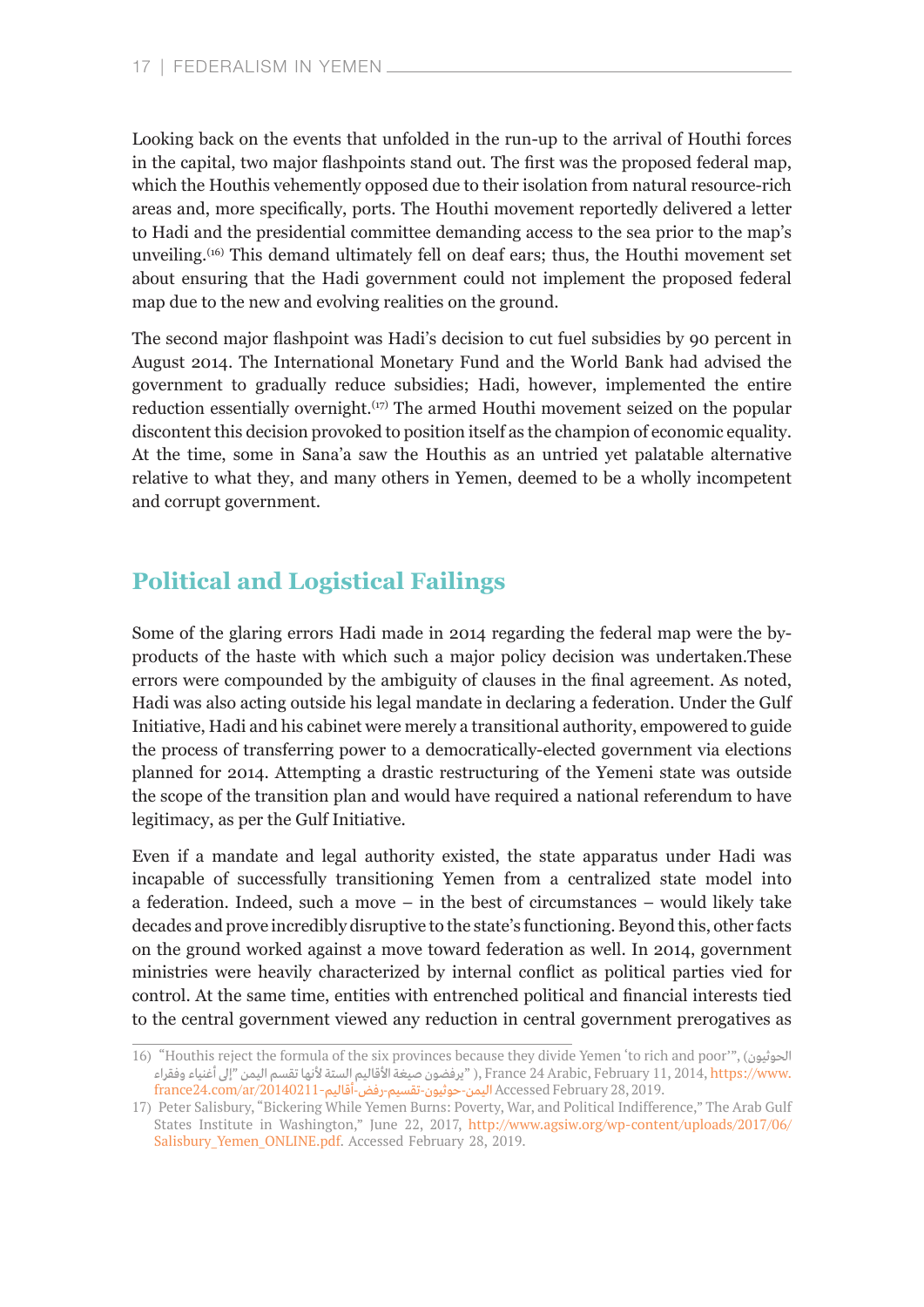Looking back on the events that unfolded in the run-up to the arrival of Houthi forces in the capital, two major flashpoints stand out. The first was the proposed federal map, which the Houthis vehemently opposed due to their isolation from natural resource-rich areas and, more specifically, ports. The Houthi movement reportedly delivered a letter to Hadi and the presidential committee demanding access to the sea prior to the map's unveiling.[16] This demand ultimately fell on deaf ears; thus, the Houthi movement set about ensuring that the Hadi government could not implement the proposed federal map due to the new and evolving realities on the ground.

The second major flashpoint was Hadi's decision to cut fuel subsidies by 90 percent in August 2014. The International Monetary Fund and the World Bank had advised the government to gradually reduce subsidies; Hadi, however, implemented the entire reduction essentially overnight.[17] The armed Houthi movement seized on the popular discontent this decision provoked to position itself as the champion of economic equality. At the time, some in Sana'a saw the Houthis as an untried yet palatable alternative relative to what they, and many others in Yemen, deemed to be a wholly incompetent and corrupt government.

## Political and Logistical Failings

Some of the glaring errors Hadi made in 2014 regarding the federal map were the by-products of the haste with which such a major policy decision was undertaken.These errors were compounded by the ambiguity of clauses in the final agreement. As noted, Hadi was also acting outside his legal mandate in declaring a federation. Under the Gulf Initiative, Hadi and his cabinet were merely a transitional authority, empowered to guide the process of transferring power to a democratically-elected government via elections planned for 2014. Attempting a drastic restructuring of the Yemeni state was outside the scope of the transition plan and would have required a national referendum to have legitimacy, as per the Gulf Initiative.

Even if a mandate and legal authority existed, the state apparatus under Hadi was incapable of successfully transitioning Yemen from a centralized state model into a federation. Indeed, such a move – in the best of circumstances – would likely take decades and prove incredibly disruptive to the state's functioning. Beyond this, other facts on the ground worked against a move toward federation as well. In 2014, government ministries were heavily characterized by internal conflict as political parties vied for control. At the same time, entities with entrenched political and financial interests tied to the central government viewed any reduction in central government prerogatives as

---

16) "Houthis reject the formula of the six provinces because they divide Yemen 'to rich and poor'", (الحوثيون "يرفضون صيغة الأقاليم الستة لأنها تقسم اليمن "إلى أغنياء وفقراء), France 24 Arabic, February 11, 2014, https://www.france24.com/ar/20140211-اليمن-حوثيون-تقسيم-رفض-أقاليم Accessed February 28, 2019.

17) Peter Salisbury, "Bickering While Yemen Burns: Poverty, War, and Political Indifference," The Arab Gulf States Institute in Washington," June 22, 2017, http://www.agsiw.org/wp-content/uploads/2017/06/Salisbury_Yemen_ONLINE.pdf. Accessed February 28, 2019.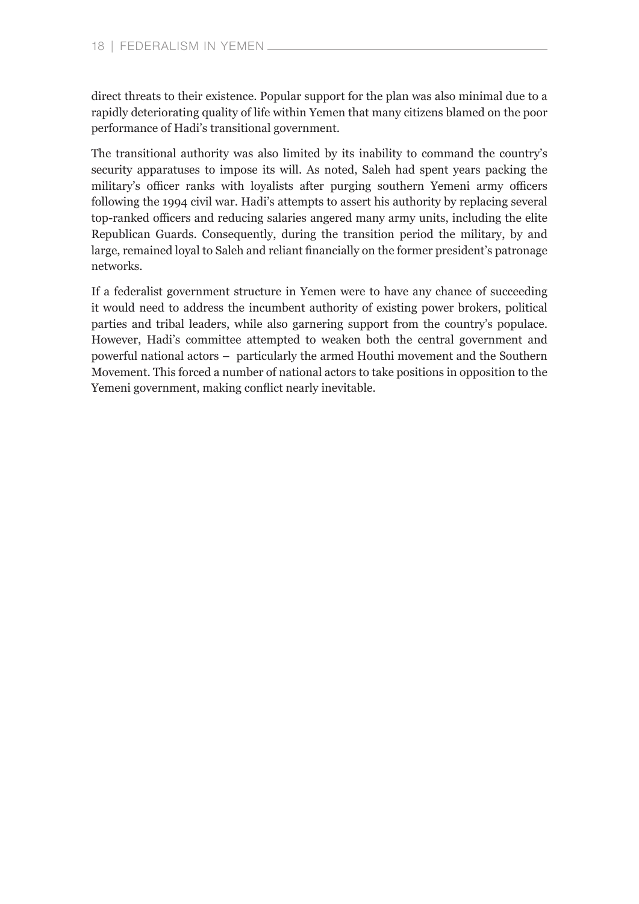direct threats to their existence. Popular support for the plan was also minimal due to a rapidly deteriorating quality of life within Yemen that many citizens blamed on the poor performance of Hadi's transitional government.

The transitional authority was also limited by its inability to command the country's security apparatuses to impose its will. As noted, Saleh had spent years packing the military's officer ranks with loyalists after purging southern Yemeni army officers following the 1994 civil war. Hadi's attempts to assert his authority by replacing several top-ranked officers and reducing salaries angered many army units, including the elite Republican Guards. Consequently, during the transition period the military, by and large, remained loyal to Saleh and reliant financially on the former president's patronage networks.

If a federalist government structure in Yemen were to have any chance of succeeding it would need to address the incumbent authority of existing power brokers, political parties and tribal leaders, while also garnering support from the country's populace. However, Hadi's committee attempted to weaken both the central government and powerful national actors – particularly the armed Houthi movement and the Southern Movement. This forced a number of national actors to take positions in opposition to the Yemeni government, making conflict nearly inevitable.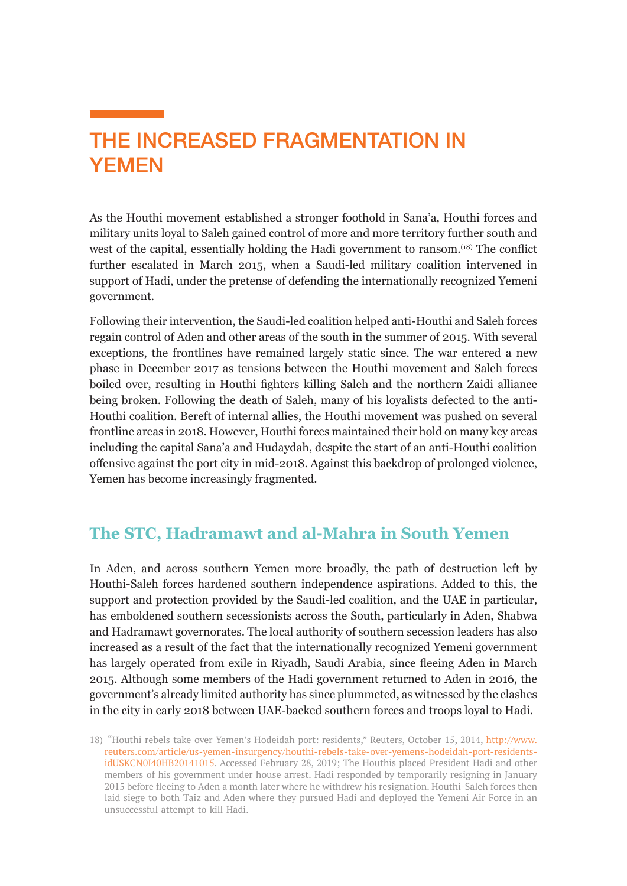# THE INCREASED FRAGMENTATION IN YEMEN

As the Houthi movement established a stronger foothold in Sana'a, Houthi forces and military units loyal to Saleh gained control of more and more territory further south and west of the capital, essentially holding the Hadi government to ransom.[18] The conflict further escalated in March 2015, when a Saudi-led military coalition intervened in support of Hadi, under the pretense of defending the internationally recognized Yemeni government.

Following their intervention, the Saudi-led coalition helped anti-Houthi and Saleh forces regain control of Aden and other areas of the south in the summer of 2015. With several exceptions, the frontlines have remained largely static since. The war entered a new phase in December 2017 as tensions between the Houthi movement and Saleh forces boiled over, resulting in Houthi fighters killing Saleh and the northern Zaidi alliance being broken. Following the death of Saleh, many of his loyalists defected to the anti-Houthi coalition. Bereft of internal allies, the Houthi movement was pushed on several frontline areas in 2018. However, Houthi forces maintained their hold on many key areas including the capital Sana'a and Hudaydah, despite the start of an anti-Houthi coalition offensive against the port city in mid-2018. Against this backdrop of prolonged violence, Yemen has become increasingly fragmented.

## The STC, Hadramawt and al-Mahra in South Yemen

In Aden, and across southern Yemen more broadly, the path of destruction left by Houthi-Saleh forces hardened southern independence aspirations. Added to this, the support and protection provided by the Saudi-led coalition, and the UAE in particular, has emboldened southern secessionists across the South, particularly in Aden, Shabwa and Hadramawt governorates. The local authority of southern secession leaders has also increased as a result of the fact that the internationally recognized Yemeni government has largely operated from exile in Riyadh, Saudi Arabia, since fleeing Aden in March 2015. Although some members of the Hadi government returned to Aden in 2016, the government's already limited authority has since plummeted, as witnessed by the clashes in the city in early 2018 between UAE-backed southern forces and troops loyal to Hadi.

18) "Houthi rebels take over Yemen's Hodeidah port: residents," Reuters, October 15, 2014, http://www.reuters.com/article/us-yemen-insurgency/houthi-rebels-take-over-yemens-hodeidah-port-residents-idUSKCN0I40HB20141015. Accessed February 28, 2019; The Houthis placed President Hadi and other members of his government under house arrest. Hadi responded by temporarily resigning in January 2015 before fleeing to Aden a month later where he withdrew his resignation. Houthi-Saleh forces then laid siege to both Taiz and Aden where they pursued Hadi and deployed the Yemeni Air Force in an unsuccessful attempt to kill Hadi.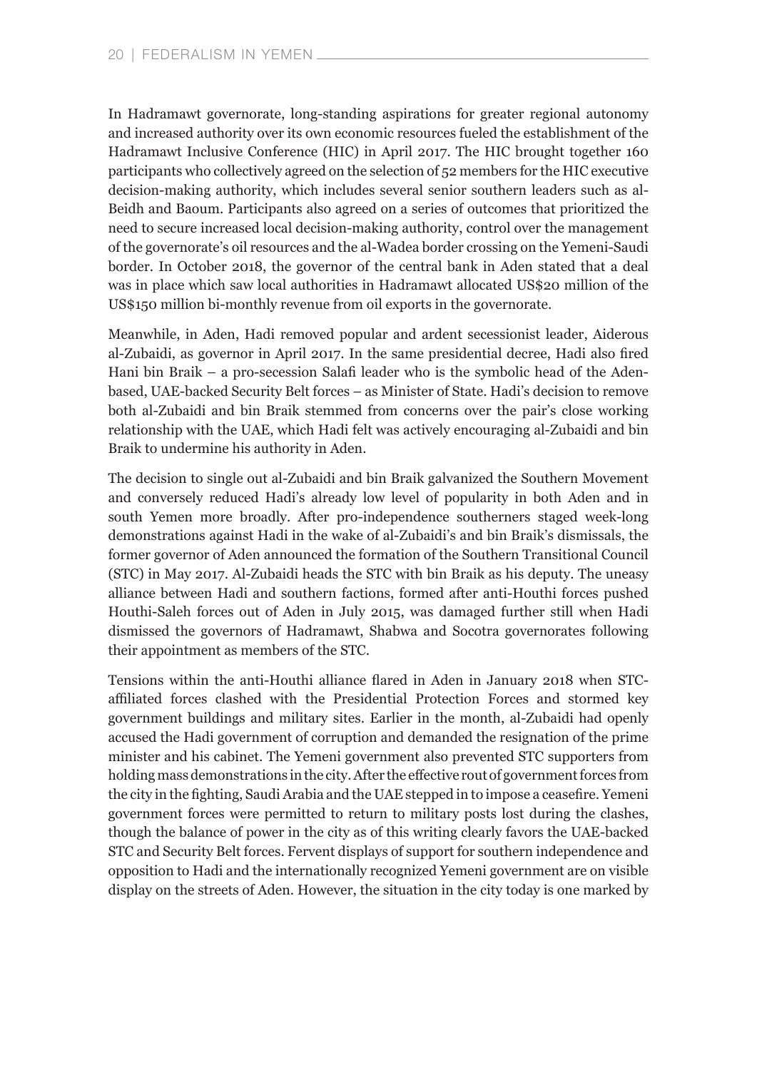In Hadramawt governorate, long-standing aspirations for greater regional autonomy and increased authority over its own economic resources fueled the establishment of the Hadramawt Inclusive Conference (HIC) in April 2017. The HIC brought together 160 participants who collectively agreed on the selection of 52 members for the HIC executive decision-making authority, which includes several senior southern leaders such as al-Beidh and Baoum. Participants also agreed on a series of outcomes that prioritized the need to secure increased local decision-making authority, control over the management of the governorate's oil resources and the al-Wadea border crossing on the Yemeni-Saudi border. In October 2018, the governor of the central bank in Aden stated that a deal was in place which saw local authorities in Hadramawt allocated US$20 million of the US$150 million bi-monthly revenue from oil exports in the governorate.

Meanwhile, in Aden, Hadi removed popular and ardent secessionist leader, Aiderous al-Zubaidi, as governor in April 2017. In the same presidential decree, Hadi also fired Hani bin Braik – a pro-secession Salafi leader who is the symbolic head of the Aden-based, UAE-backed Security Belt forces – as Minister of State. Hadi's decision to remove both al-Zubaidi and bin Braik stemmed from concerns over the pair's close working relationship with the UAE, which Hadi felt was actively encouraging al-Zubaidi and bin Braik to undermine his authority in Aden.

The decision to single out al-Zubaidi and bin Braik galvanized the Southern Movement and conversely reduced Hadi's already low level of popularity in both Aden and in south Yemen more broadly. After pro-independence southerners staged week-long demonstrations against Hadi in the wake of al-Zubaidi's and bin Braik's dismissals, the former governor of Aden announced the formation of the Southern Transitional Council (STC) in May 2017. Al-Zubaidi heads the STC with bin Braik as his deputy. The uneasy alliance between Hadi and southern factions, formed after anti-Houthi forces pushed Houthi-Saleh forces out of Aden in July 2015, was damaged further still when Hadi dismissed the governors of Hadramawt, Shabwa and Socotra governorates following their appointment as members of the STC.

Tensions within the anti-Houthi alliance flared in Aden in January 2018 when STC-affiliated forces clashed with the Presidential Protection Forces and stormed key government buildings and military sites. Earlier in the month, al-Zubaidi had openly accused the Hadi government of corruption and demanded the resignation of the prime minister and his cabinet. The Yemeni government also prevented STC supporters from holding mass demonstrations in the city. After the effective rout of government forces from the city in the fighting, Saudi Arabia and the UAE stepped in to impose a ceasefire. Yemeni government forces were permitted to return to military posts lost during the clashes, though the balance of power in the city as of this writing clearly favors the UAE-backed STC and Security Belt forces. Fervent displays of support for southern independence and opposition to Hadi and the internationally recognized Yemeni government are on visible display on the streets of Aden. However, the situation in the city today is one marked by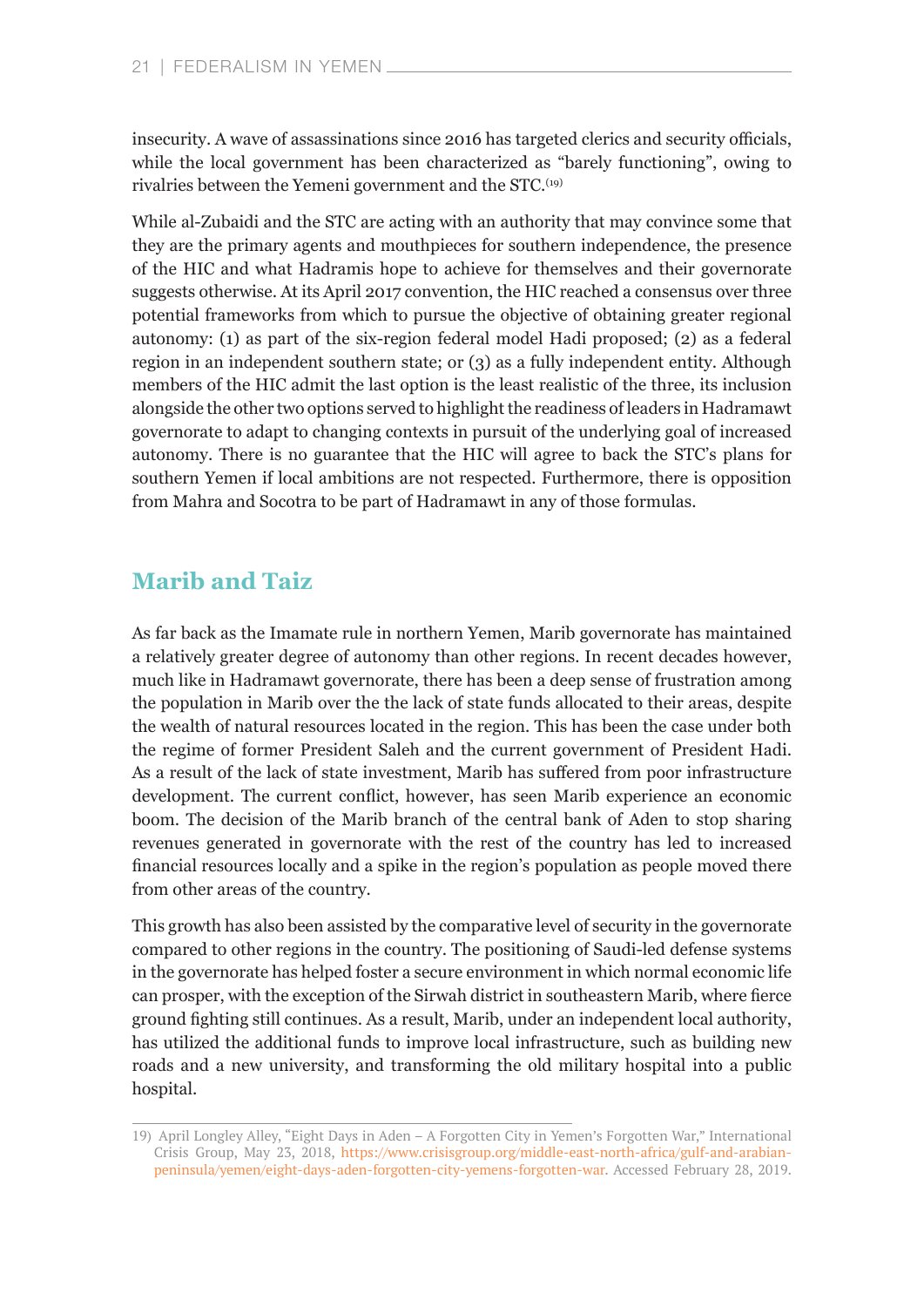insecurity. A wave of assassinations since 2016 has targeted clerics and security officials, while the local government has been characterized as "barely functioning", owing to rivalries between the Yemeni government and the STC.[19]

While al-Zubaidi and the STC are acting with an authority that may convince some that they are the primary agents and mouthpieces for southern independence, the presence of the HIC and what Hadramis hope to achieve for themselves and their governorate suggests otherwise. At its April 2017 convention, the HIC reached a consensus over three potential frameworks from which to pursue the objective of obtaining greater regional autonomy: (1) as part of the six-region federal model Hadi proposed; (2) as a federal region in an independent southern state; or (3) as a fully independent entity. Although members of the HIC admit the last option is the least realistic of the three, its inclusion alongside the other two options served to highlight the readiness of leaders in Hadramawt governorate to adapt to changing contexts in pursuit of the underlying goal of increased autonomy. There is no guarantee that the HIC will agree to back the STC's plans for southern Yemen if local ambitions are not respected. Furthermore, there is opposition from Mahra and Socotra to be part of Hadramawt in any of those formulas.

## Marib and Taiz

As far back as the Imamate rule in northern Yemen, Marib governorate has maintained a relatively greater degree of autonomy than other regions. In recent decades however, much like in Hadramawt governorate, there has been a deep sense of frustration among the population in Marib over the the lack of state funds allocated to their areas, despite the wealth of natural resources located in the region. This has been the case under both the regime of former President Saleh and the current government of President Hadi. As a result of the lack of state investment, Marib has suffered from poor infrastructure development. The current conflict, however, has seen Marib experience an economic boom. The decision of the Marib branch of the central bank of Aden to stop sharing revenues generated in governorate with the rest of the country has led to increased financial resources locally and a spike in the region's population as people moved there from other areas of the country.

This growth has also been assisted by the comparative level of security in the governorate compared to other regions in the country. The positioning of Saudi-led defense systems in the governorate has helped foster a secure environment in which normal economic life can prosper, with the exception of the Sirwah district in southeastern Marib, where fierce ground fighting still continues. As a result, Marib, under an independent local authority, has utilized the additional funds to improve local infrastructure, such as building new roads and a new university, and transforming the old military hospital into a public hospital.

19) April Longley Alley, "Eight Days in Aden – A Forgotten City in Yemen's Forgotten War," International Crisis Group, May 23, 2018, https://www.crisisgroup.org/middle-east-north-africa/gulf-and-arabian-peninsula/yemen/eight-days-aden-forgotten-city-yemens-forgotten-war. Accessed February 28, 2019.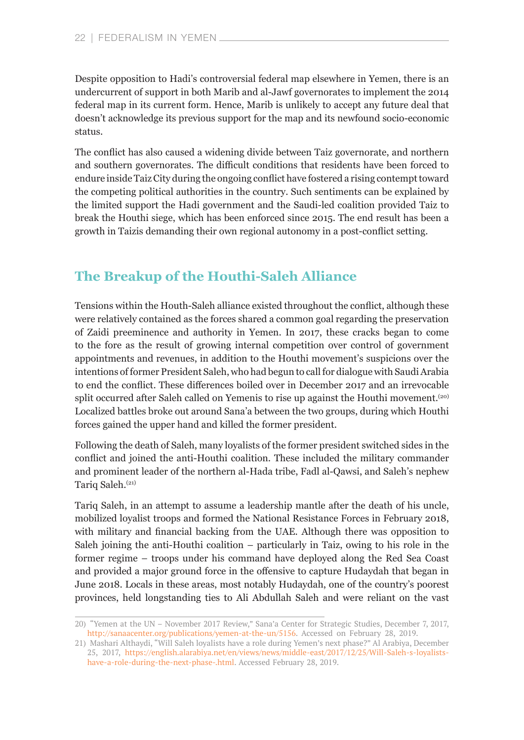Despite opposition to Hadi's controversial federal map elsewhere in Yemen, there is an undercurrent of support in both Marib and al-Jawf governorates to implement the 2014 federal map in its current form. Hence, Marib is unlikely to accept any future deal that doesn't acknowledge its previous support for the map and its newfound socio-economic status.

The conflict has also caused a widening divide between Taiz governorate, and northern and southern governorates. The difficult conditions that residents have been forced to endure inside Taiz City during the ongoing conflict have fostered a rising contempt toward the competing political authorities in the country. Such sentiments can be explained by the limited support the Hadi government and the Saudi-led coalition provided Taiz to break the Houthi siege, which has been enforced since 2015. The end result has been a growth in Taizis demanding their own regional autonomy in a post-conflict setting.

## The Breakup of the Houthi-Saleh Alliance

Tensions within the Houth-Saleh alliance existed throughout the conflict, although these were relatively contained as the forces shared a common goal regarding the preservation of Zaidi preeminence and authority in Yemen. In 2017, these cracks began to come to the fore as the result of growing internal competition over control of government appointments and revenues, in addition to the Houthi movement's suspicions over the intentions of former President Saleh, who had begun to call for dialogue with Saudi Arabia to end the conflict. These differences boiled over in December 2017 and an irrevocable split occurred after Saleh called on Yemenis to rise up against the Houthi movement.[20] Localized battles broke out around Sana'a between the two groups, during which Houthi forces gained the upper hand and killed the former president.

Following the death of Saleh, many loyalists of the former president switched sides in the conflict and joined the anti-Houthi coalition. These included the military commander and prominent leader of the northern al-Hada tribe, Fadl al-Qawsi, and Saleh's nephew Tariq Saleh.[21]

Tariq Saleh, in an attempt to assume a leadership mantle after the death of his uncle, mobilized loyalist troops and formed the National Resistance Forces in February 2018, with military and financial backing from the UAE. Although there was opposition to Saleh joining the anti-Houthi coalition – particularly in Taiz, owing to his role in the former regime – troops under his command have deployed along the Red Sea Coast and provided a major ground force in the offensive to capture Hudaydah that began in June 2018. Locals in these areas, most notably Hudaydah, one of the country's poorest provinces, held longstanding ties to Ali Abdullah Saleh and were reliant on the vast

---

20) "Yemen at the UN – November 2017 Review," Sana'a Center for Strategic Studies, December 7, 2017, http://sanaacenter.org/publications/yemen-at-the-un/5156. Accessed on February 28, 2019.

21) Mashari Althaydi, "Will Saleh loyalists have a role during Yemen's next phase?" Al Arabiya, December 25, 2017, https://english.alarabiya.net/en/views/news/middle-east/2017/12/25/Will-Saleh-s-loyalists-have-a-role-during-the-next-phase-.html. Accessed February 28, 2019.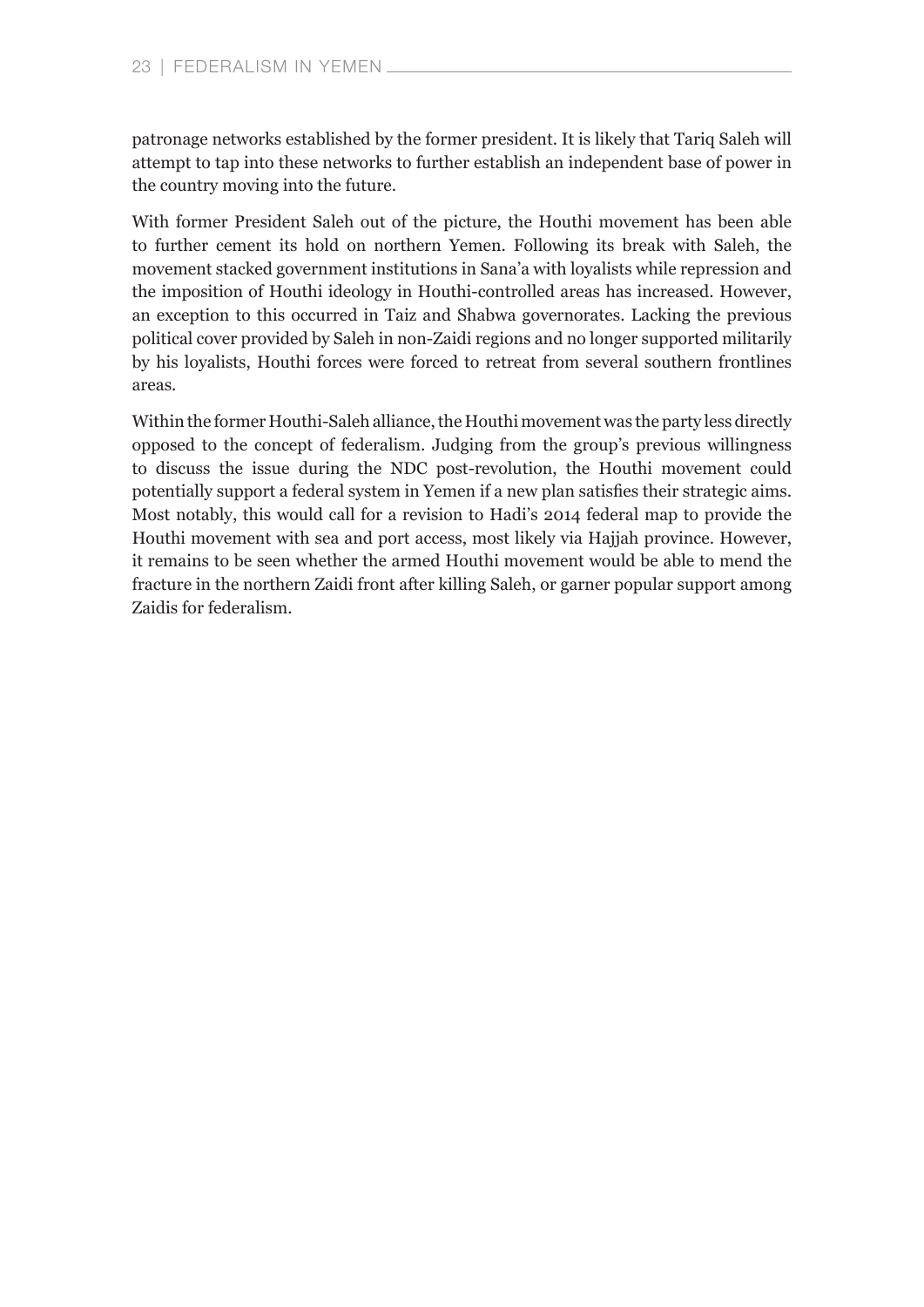patronage networks established by the former president. It is likely that Tariq Saleh will attempt to tap into these networks to further establish an independent base of power in the country moving into the future.

With former President Saleh out of the picture, the Houthi movement has been able to further cement its hold on northern Yemen. Following its break with Saleh, the movement stacked government institutions in Sana'a with loyalists while repression and the imposition of Houthi ideology in Houthi-controlled areas has increased. However, an exception to this occurred in Taiz and Shabwa governorates. Lacking the previous political cover provided by Saleh in non-Zaidi regions and no longer supported militarily by his loyalists, Houthi forces were forced to retreat from several southern frontlines areas.

Within the former Houthi-Saleh alliance, the Houthi movement was the party less directly opposed to the concept of federalism. Judging from the group's previous willingness to discuss the issue during the NDC post-revolution, the Houthi movement could potentially support a federal system in Yemen if a new plan satisfies their strategic aims. Most notably, this would call for a revision to Hadi's 2014 federal map to provide the Houthi movement with sea and port access, most likely via Hajjah province. However, it remains to be seen whether the armed Houthi movement would be able to mend the fracture in the northern Zaidi front after killing Saleh, or garner popular support among Zaidis for federalism.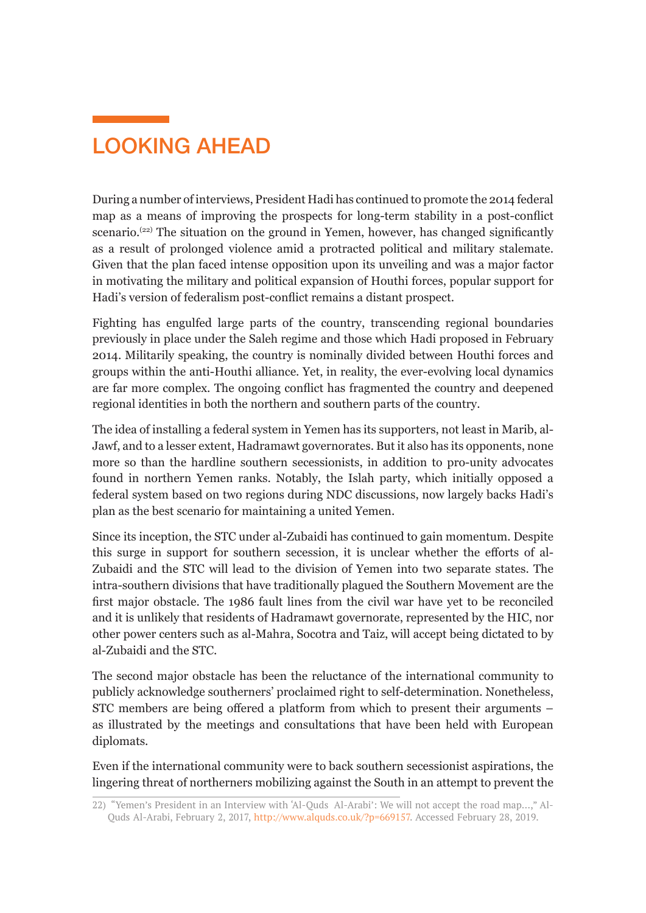# LOOKING AHEAD

During a number of interviews, President Hadi has continued to promote the 2014 federal map as a means of improving the prospects for long-term stability in a post-conflict scenario.[22] The situation on the ground in Yemen, however, has changed significantly as a result of prolonged violence amid a protracted political and military stalemate. Given that the plan faced intense opposition upon its unveiling and was a major factor in motivating the military and political expansion of Houthi forces, popular support for Hadi's version of federalism post-conflict remains a distant prospect.

Fighting has engulfed large parts of the country, transcending regional boundaries previously in place under the Saleh regime and those which Hadi proposed in February 2014. Militarily speaking, the country is nominally divided between Houthi forces and groups within the anti-Houthi alliance. Yet, in reality, the ever-evolving local dynamics are far more complex. The ongoing conflict has fragmented the country and deepened regional identities in both the northern and southern parts of the country.

The idea of installing a federal system in Yemen has its supporters, not least in Marib, al-Jawf, and to a lesser extent, Hadramawt governorates. But it also has its opponents, none more so than the hardline southern secessionists, in addition to pro-unity advocates found in northern Yemen ranks. Notably, the Islah party, which initially opposed a federal system based on two regions during NDC discussions, now largely backs Hadi's plan as the best scenario for maintaining a united Yemen.

Since its inception, the STC under al-Zubaidi has continued to gain momentum. Despite this surge in support for southern secession, it is unclear whether the efforts of al-Zubaidi and the STC will lead to the division of Yemen into two separate states. The intra-southern divisions that have traditionally plagued the Southern Movement are the first major obstacle. The 1986 fault lines from the civil war have yet to be reconciled and it is unlikely that residents of Hadramawt governorate, represented by the HIC, nor other power centers such as al-Mahra, Socotra and Taiz, will accept being dictated to by al-Zubaidi and the STC.

The second major obstacle has been the reluctance of the international community to publicly acknowledge southerners' proclaimed right to self-determination. Nonetheless, STC members are being offered a platform from which to present their arguments – as illustrated by the meetings and consultations that have been held with European diplomats.

Even if the international community were to back southern secessionist aspirations, the lingering threat of northerners mobilizing against the South in an attempt to prevent the

---

22) "Yemen's President in an Interview with 'Al-Quds Al-Arabi': We will not accept the road map...," Al-Quds Al-Arabi, February 2, 2017, http://www.alquds.co.uk/?p=669157. Accessed February 28, 2019.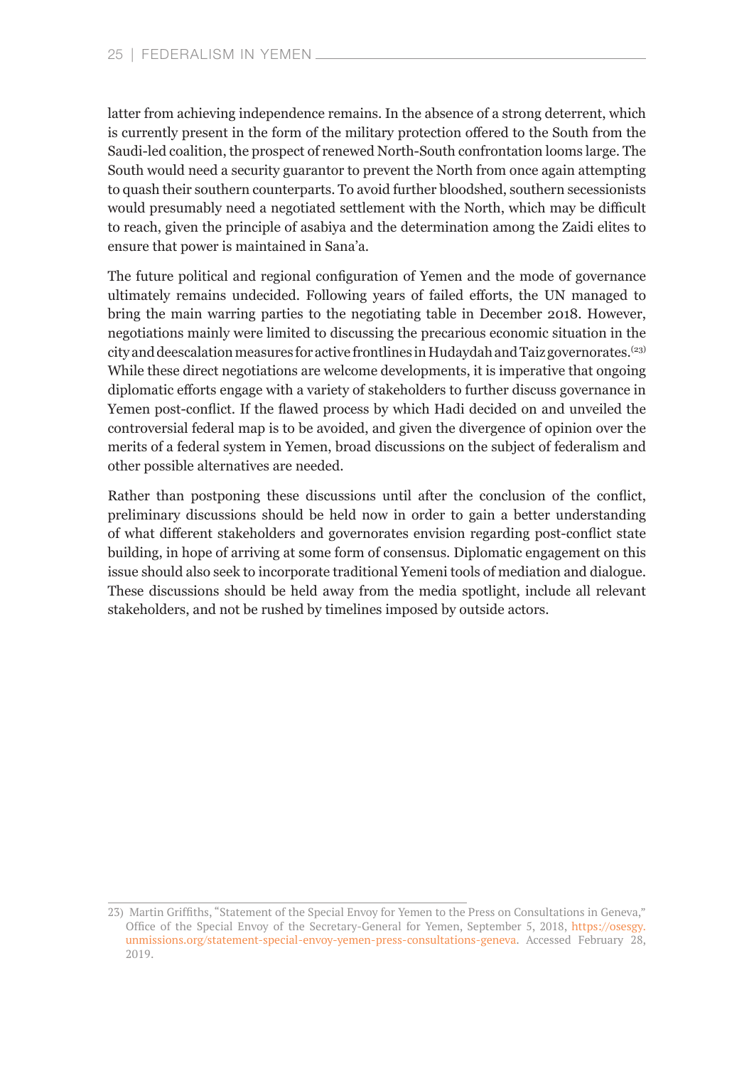latter from achieving independence remains. In the absence of a strong deterrent, which is currently present in the form of the military protection offered to the South from the Saudi-led coalition, the prospect of renewed North-South confrontation looms large. The South would need a security guarantor to prevent the North from once again attempting to quash their southern counterparts. To avoid further bloodshed, southern secessionists would presumably need a negotiated settlement with the North, which may be difficult to reach, given the principle of asabiya and the determination among the Zaidi elites to ensure that power is maintained in Sana'a.

The future political and regional configuration of Yemen and the mode of governance ultimately remains undecided. Following years of failed efforts, the UN managed to bring the main warring parties to the negotiating table in December 2018. However, negotiations mainly were limited to discussing the precarious economic situation in the city and deescalation measures for active frontlines in Hudaydah and Taiz governorates.[23] While these direct negotiations are welcome developments, it is imperative that ongoing diplomatic efforts engage with a variety of stakeholders to further discuss governance in Yemen post-conflict. If the flawed process by which Hadi decided on and unveiled the controversial federal map is to be avoided, and given the divergence of opinion over the merits of a federal system in Yemen, broad discussions on the subject of federalism and other possible alternatives are needed.

Rather than postponing these discussions until after the conclusion of the conflict, preliminary discussions should be held now in order to gain a better understanding of what different stakeholders and governorates envision regarding post-conflict state building, in hope of arriving at some form of consensus. Diplomatic engagement on this issue should also seek to incorporate traditional Yemeni tools of mediation and dialogue. These discussions should be held away from the media spotlight, include all relevant stakeholders, and not be rushed by timelines imposed by outside actors.

---

23) Martin Griffiths, "Statement of the Special Envoy for Yemen to the Press on Consultations in Geneva," Office of the Special Envoy of the Secretary-General for Yemen, September 5, 2018, https://osesgy.unmissions.org/statement-special-envoy-yemen-press-consultations-geneva. Accessed February 28, 2019.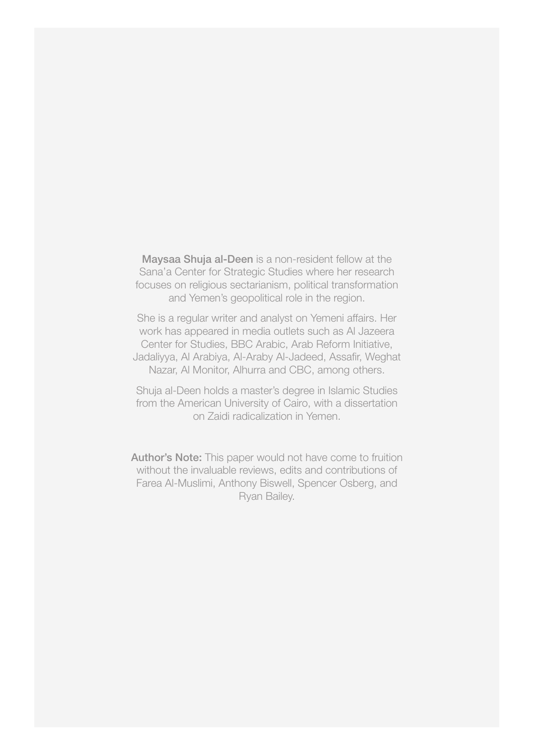**Maysaa Shuja al-Deen** is a non-resident fellow at the Sana'a Center for Strategic Studies where her research focuses on religious sectarianism, political transformation and Yemen's geopolitical role in the region.

She is a regular writer and analyst on Yemeni affairs. Her work has appeared in media outlets such as Al Jazeera Center for Studies, BBC Arabic, Arab Reform Initiative, Jadaliyya, Al Arabiya, Al-Araby Al-Jadeed, Assafir, Weghat Nazar, Al Monitor, Alhurra and CBC, among others.

Shuja al-Deen holds a master's degree in Islamic Studies from the American University of Cairo, with a dissertation on Zaidi radicalization in Yemen.

**Author's Note:** This paper would not have come to fruition without the invaluable reviews, edits and contributions of Farea Al-Muslimi, Anthony Biswell, Spencer Osberg, and Ryan Bailey.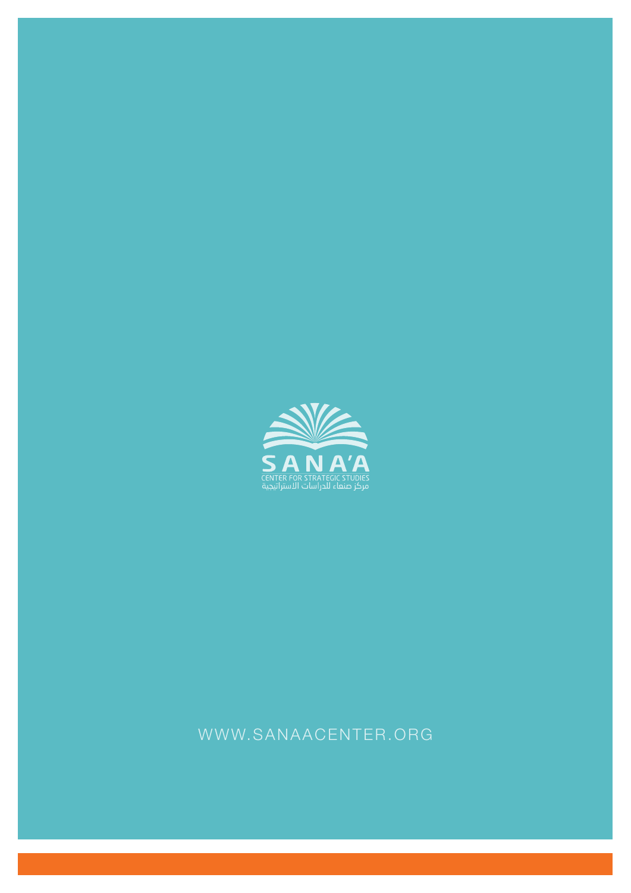SANA'A

CENTER FOR STRATEGIC STUDIES

مركز صنعاء للدراسات الاستراتيجية

WWW.SANAACENTER.ORG